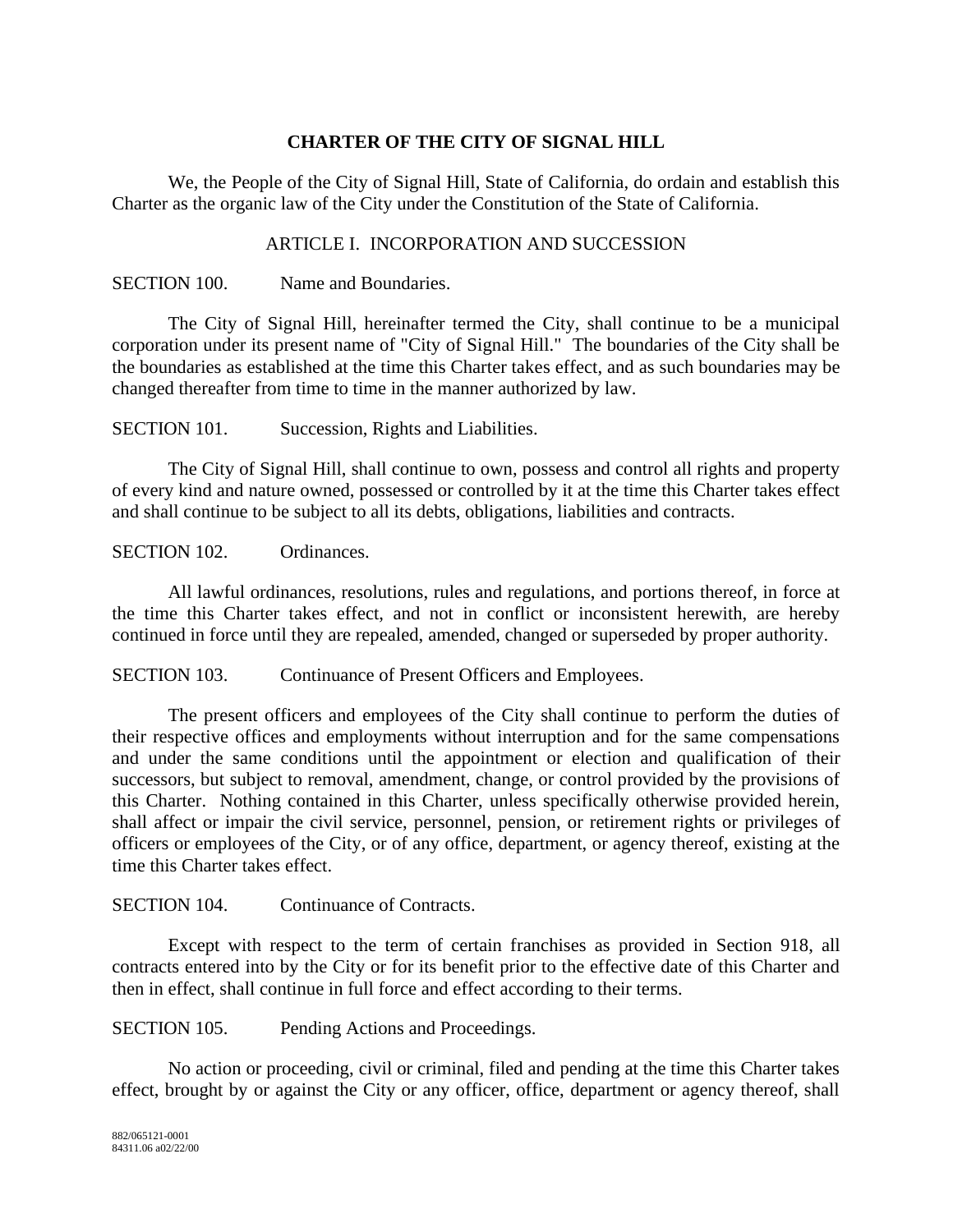# CHARTER OF THE CITY OF SIGNAL HILL

We, the People of the City of Signal Hill, State of California, do ordain and establish this Charter as the organic law of the City under the Constitution of the State of California.

## ARTICLE I. INCORPORATION AND SUCCESSION

### SECTION 100. Name and Boundaries.

The City of Signal Hill, hereinafter termed the City, shall continue to be a municipal corporation under its present name of "City of Signal Hill." The boundaries of the City shall be the boundaries as established at the time this Charter takes effect, and as such boundaries may be changed thereafter from time to time in the manner authorized by law.

### SECTION 101. Succession, Rights and Liabilities.

The City of Signal Hill, shall continue to own, possess and control all rights and property of every kind and nature owned, possessed or controlled by it at the time this Charter takes effect and shall continue to be subject to all its debts, obligations, liabilities and contracts.

### SECTION 102. Ordinances.

All lawful ordinances, resolutions, rules and regulations, and portions thereof, in force at the time this Charter takes effect, and not in conflict or inconsistent herewith, are hereby continued in force until they are repealed, amended, changed or superseded by proper authority.

### SECTION 103. Continuance of Present Officers and Employees.

The present officers and employees of the City shall continue to perform the duties of their respective offices and employments without interruption and for the same compensations and under the same conditions until the appointment or election and qualification of their successors, but subject to removal, amendment, change, or control provided by the provisions of this Charter. Nothing contained in this Charter, unless specifically otherwise provided herein, shall affect or impair the civil service, personnel, pension, or retirement rights or privileges of officers or employees of the City, or of any office, department, or agency thereof, existing at the time this Charter takes effect.

### SECTION 104. Continuance of Contracts.

Except with respect to the term of certain franchises as provided in Section 918, all contracts entered into by the City or for its benefit prior to the effective date of this Charter and then in effect, shall continue in full force and effect according to their terms.

### SECTION 105. Pending Actions and Proceedings.

No action or proceeding, civil or criminal, filed and pending at the time this Charter takes effect, brought by or against the City or any officer, office, department or agency thereof, shall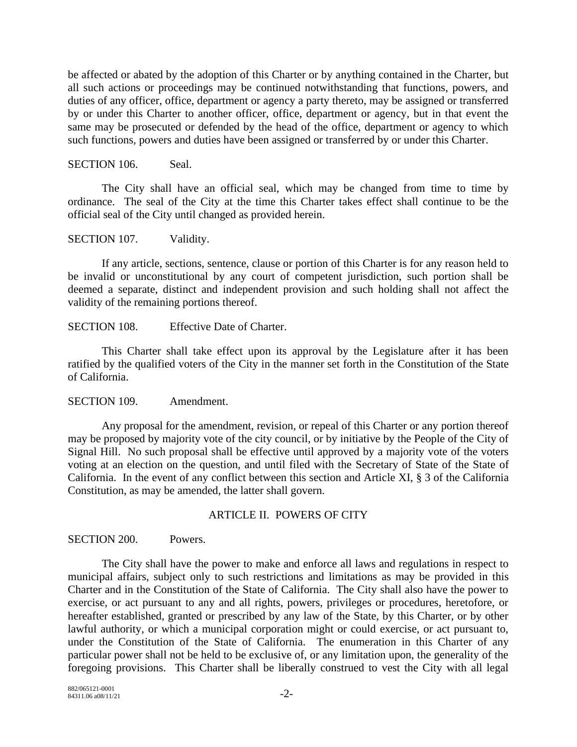be affected or abated by the adoption of this Charter or by anything contained in the Charter, but all such actions or proceedings may be continued notwithstanding that functions, powers, and duties of any officer, office, department or agency a party thereto, may be assigned or transferred by or under this Charter to another officer, office, department or agency, but in that event the same may be prosecuted or defended by the head of the office, department or agency to which such functions, powers and duties have been assigned or transferred by or under this Charter.

SECTION 106. Seal.

The City shall have an official seal, which may be changed from time to time by ordinance. The seal of the City at the time this Charter takes effect shall continue to be the official seal of the City until changed as provided herein.

SECTION 107. Validity.

If any article, sections, sentence, clause or portion of this Charter is for any reason held to be invalid or unconstitutional by any court of competent jurisdiction, such portion shall be deemed a separate, distinct and independent provision and such holding shall not affect the validity of the remaining portions thereof.

SECTION 108. Effective Date of Charter.

This Charter shall take effect upon its approval by the Legislature after it has been ratified by the qualified voters of the City in the manner set forth in the Constitution of the State of California.

SECTION 109. Amendment.

Any proposal for the amendment, revision, or repeal of this Charter or any portion thereof may be proposed by majority vote of the city council, or by initiative by the People of the City of Signal Hill. No such proposal shall be effective until approved by a majority vote of the voters voting at an election on the question, and until filed with the Secretary of State of the State of California. In the event of any conflict between this section and Article XI, § 3 of the California Constitution, as may be amended, the latter shall govern.

## ARTICLE II. POWERS OF CITY

SECTION 200. Powers.

The City shall have the power to make and enforce all laws and regulations in respect to municipal affairs, subject only to such restrictions and limitations as may be provided in this Charter and in the Constitution of the State of California. The City shall also have the power to exercise, or act pursuant to any and all rights, powers, privileges or procedures, heretofore, or hereafter established, granted or prescribed by any law of the State, by this Charter, or by other lawful authority, or which a municipal corporation might or could exercise, or act pursuant to, under the Constitution of the State of California. The enumeration in this Charter of any particular power shall not be held to be exclusive of, or any limitation upon, the generality of the foregoing provisions. This Charter shall be liberally construed to vest the City with all legal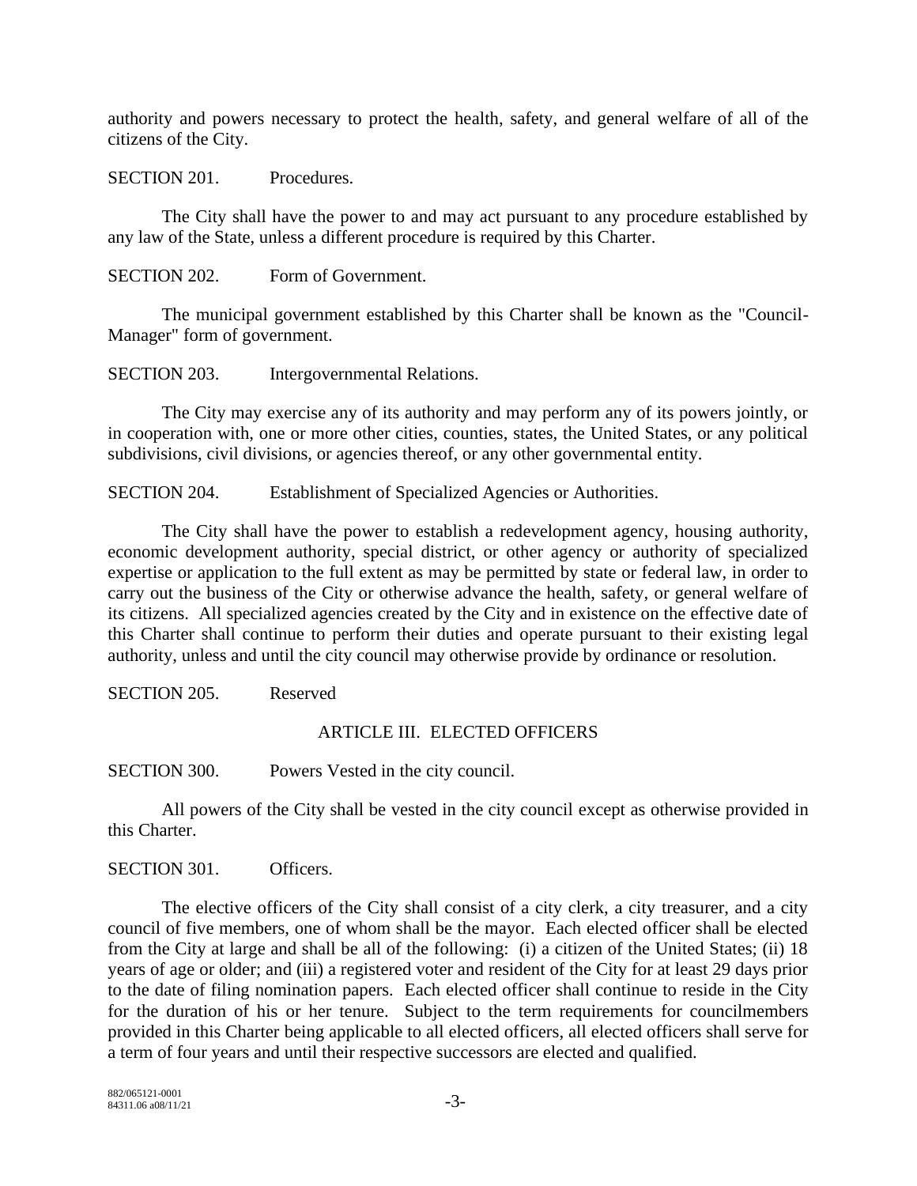authority and powers necessary to protect the health, safety, and general welfare of all of the citizens of the City.

SECTION 201. Procedures.

The City shall have the power to and may act pursuant to any procedure established by any law of the State, unless a different procedure is required by this Charter.

SECTION 202. Form of Government.

The municipal government established by this Charter shall be known as the "Council-Manager" form of government.

SECTION 203. Intergovernmental Relations.

The City may exercise any of its authority and may perform any of its powers jointly, or in cooperation with, one or more other cities, counties, states, the United States, or any political subdivisions, civil divisions, or agencies thereof, or any other governmental entity.

SECTION 204. Establishment of Specialized Agencies or Authorities.

The City shall have the power to establish a redevelopment agency, housing authority, economic development authority, special district, or other agency or authority of specialized expertise or application to the full extent as may be permitted by state or federal law, in order to carry out the business of the City or otherwise advance the health, safety, or general welfare of its citizens. All specialized agencies created by the City and in existence on the effective date of this Charter shall continue to perform their duties and operate pursuant to their existing legal authority, unless and until the city council may otherwise provide by ordinance or resolution.

SECTION 205. Reserved

## ARTICLE III. ELECTED OFFICERS

SECTION 300. Powers Vested in the city council.

All powers of the City shall be vested in the city council except as otherwise provided in this Charter.

SECTION 301. Officers.

The elective officers of the City shall consist of a city clerk, a city treasurer, and a city council of five members, one of whom shall be the mayor. Each elected officer shall be elected from the City at large and shall be all of the following: (i) a citizen of the United States; (ii) 18 years of age or older; and (iii) a registered voter and resident of the City for at least 29 days prior to the date of filing nomination papers. Each elected officer shall continue to reside in the City for the duration of his or her tenure. Subject to the term requirements for councilmembers provided in this Charter being applicable to all elected officers, all elected officers shall serve for a term of four years and until their respective successors are elected and qualified.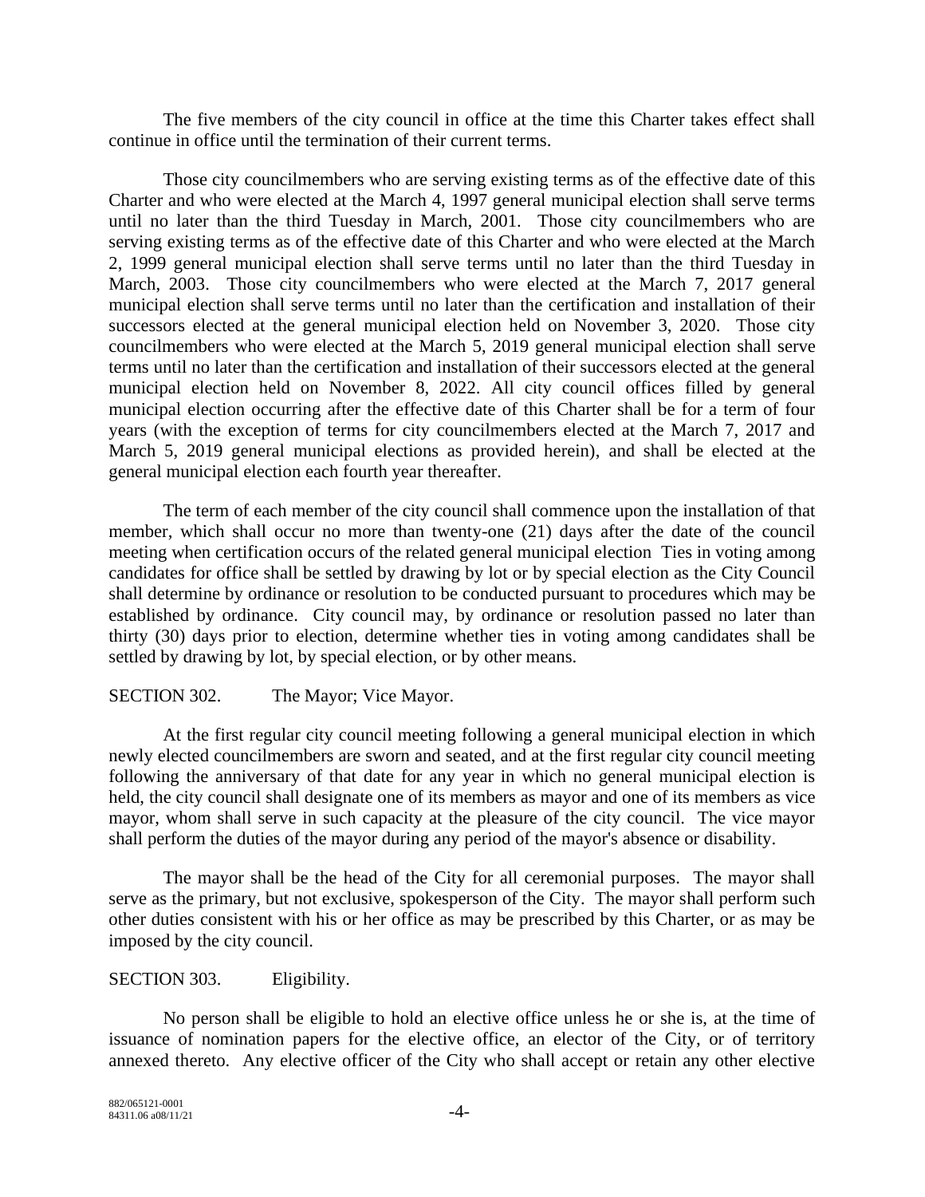The five members of the city council in office at the time this Charter takes effect shall continue in office until the termination of their current terms.

Those city councilmembers who are serving existing terms as of the effective date of this Charter and who were elected at the March 4, 1997 general municipal election shall serve terms until no later than the third Tuesday in March, 2001. Those city councilmembers who are serving existing terms as of the effective date of this Charter and who were elected at the March 2, 1999 general municipal election shall serve terms until no later than the third Tuesday in March, 2003. Those city councilmembers who were elected at the March 7, 2017 general municipal election shall serve terms until no later than the certification and installation of their successors elected at the general municipal election held on November 3, 2020. Those city councilmembers who were elected at the March 5, 2019 general municipal election shall serve terms until no later than the certification and installation of their successors elected at the general municipal election held on November 8, 2022. All city council offices filled by general municipal election occurring after the effective date of this Charter shall be for a term of four years (with the exception of terms for city councilmembers elected at the March 7, 2017 and March 5, 2019 general municipal elections as provided herein), and shall be elected at the general municipal election each fourth year thereafter.

The term of each member of the city council shall commence upon the installation of that member, which shall occur no more than twenty-one (21) days after the date of the council meeting when certification occurs of the related general municipal election Ties in voting among candidates for office shall be settled by drawing by lot or by special election as the City Council shall determine by ordinance or resolution to be conducted pursuant to procedures which may be established by ordinance. City council may, by ordinance or resolution passed no later than thirty (30) days prior to election, determine whether ties in voting among candidates shall be settled by drawing by lot, by special election, or by other means.

SECTION 302. The Mayor; Vice Mayor.

At the first regular city council meeting following a general municipal election in which newly elected councilmembers are sworn and seated, and at the first regular city council meeting following the anniversary of that date for any year in which no general municipal election is held, the city council shall designate one of its members as mayor and one of its members as vice mayor, whom shall serve in such capacity at the pleasure of the city council. The vice mayor shall perform the duties of the mayor during any period of the mayor's absence or disability.

The mayor shall be the head of the City for all ceremonial purposes. The mayor shall serve as the primary, but not exclusive, spokesperson of the City. The mayor shall perform such other duties consistent with his or her office as may be prescribed by this Charter, or as may be imposed by the city council.

SECTION 303. Eligibility.

No person shall be eligible to hold an elective office unless he or she is, at the time of issuance of nomination papers for the elective office, an elector of the City, or of territory annexed thereto. Any elective officer of the City who shall accept or retain any other elective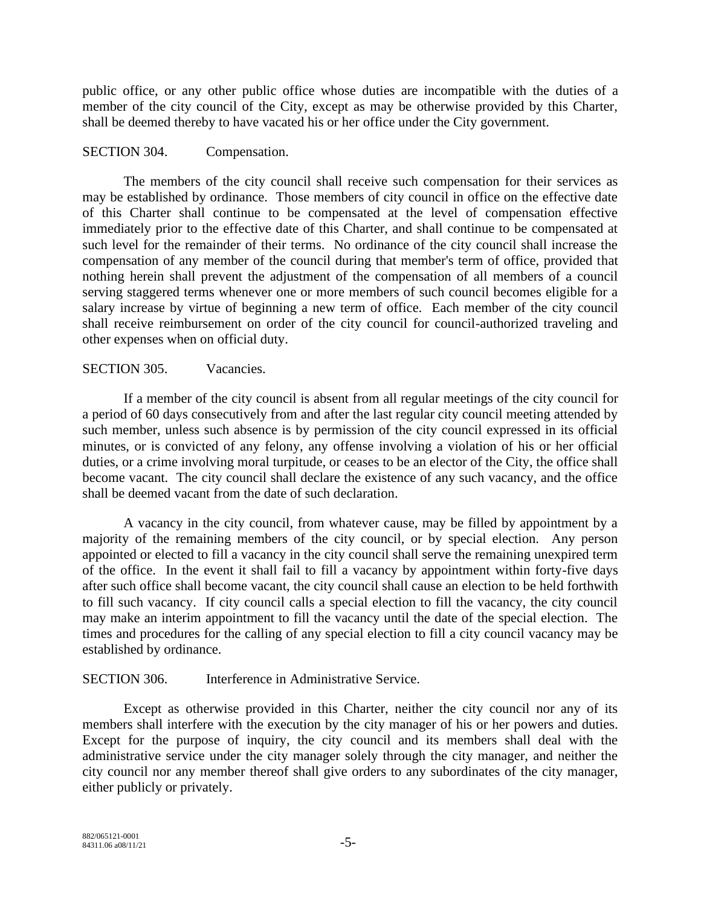public office, or any other public office whose duties are incompatible with the duties of a member of the city council of the City, except as may be otherwise provided by this Charter, shall be deemed thereby to have vacated his or her office under the City government.

SECTION 304. Compensation.

The members of the city council shall receive such compensation for their services as may be established by ordinance. Those members of city council in office on the effective date of this Charter shall continue to be compensated at the level of compensation effective immediately prior to the effective date of this Charter, and shall continue to be compensated at such level for the remainder of their terms. No ordinance of the city council shall increase the compensation of any member of the council during that member's term of office, provided that nothing herein shall prevent the adjustment of the compensation of all members of a council serving staggered terms whenever one or more members of such council becomes eligible for a salary increase by virtue of beginning a new term of office. Each member of the city council shall receive reimbursement on order of the city council for council-authorized traveling and other expenses when on official duty.

SECTION 305. Vacancies.

If a member of the city council is absent from all regular meetings of the city council for a period of 60 days consecutively from and after the last regular city council meeting attended by such member, unless such absence is by permission of the city council expressed in its official minutes, or is convicted of any felony, any offense involving a violation of his or her official duties, or a crime involving moral turpitude, or ceases to be an elector of the City, the office shall become vacant. The city council shall declare the existence of any such vacancy, and the office shall be deemed vacant from the date of such declaration.

A vacancy in the city council, from whatever cause, may be filled by appointment by a majority of the remaining members of the city council, or by special election. Any person appointed or elected to fill a vacancy in the city council shall serve the remaining unexpired term of the office. In the event it shall fail to fill a vacancy by appointment within forty-five days after such office shall become vacant, the city council shall cause an election to be held forthwith to fill such vacancy. If city council calls a special election to fill the vacancy, the city council may make an interim appointment to fill the vacancy until the date of the special election. The times and procedures for the calling of any special election to fill a city council vacancy may be established by ordinance.

SECTION 306. Interference in Administrative Service.

Except as otherwise provided in this Charter, neither the city council nor any of its members shall interfere with the execution by the city manager of his or her powers and duties. Except for the purpose of inquiry, the city council and its members shall deal with the administrative service under the city manager solely through the city manager, and neither the city council nor any member thereof shall give orders to any subordinates of the city manager, either publicly or privately.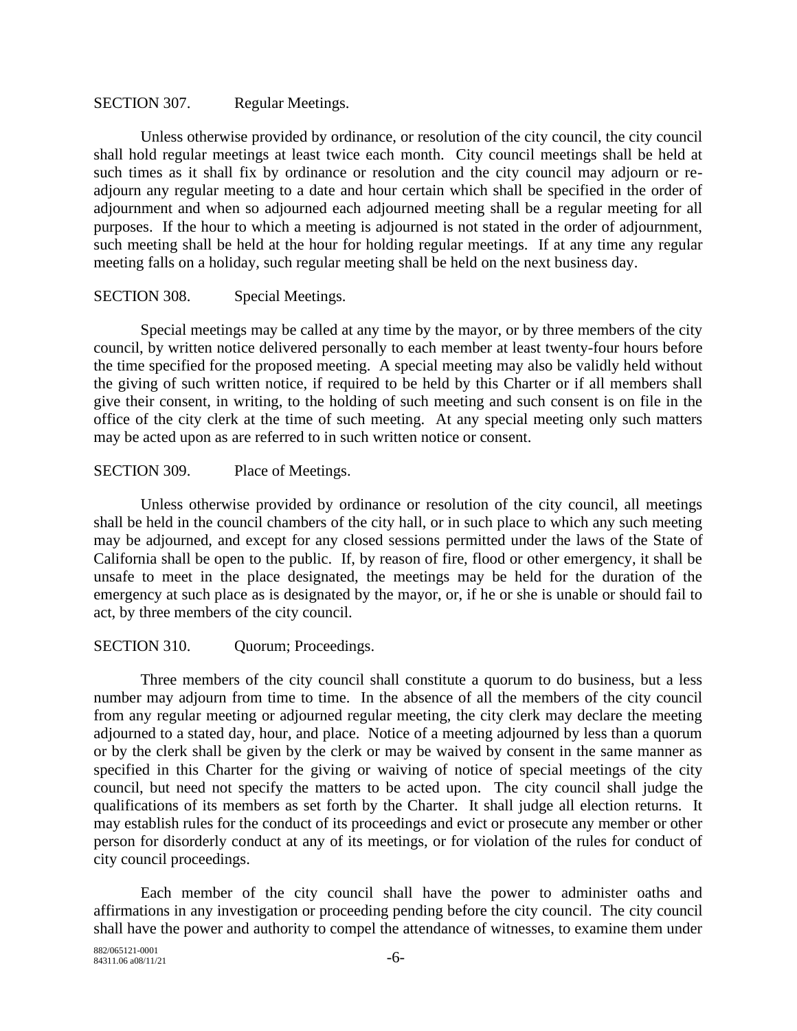SECTION 307. Regular Meetings.

Unless otherwise provided by ordinance, or resolution of the city council, the city council shall hold regular meetings at least twice each month. City council meetings shall be held at such times as it shall fix by ordinance or resolution and the city council may adjourn or re-adjourn any regular meeting to a date and hour certain which shall be specified in the order of adjournment and when so adjourned each adjourned meeting shall be a regular meeting for all purposes. If the hour to which a meeting is adjourned is not stated in the order of adjournment, such meeting shall be held at the hour for holding regular meetings. If at any time any regular meeting falls on a holiday, such regular meeting shall be held on the next business day.

SECTION 308. Special Meetings.

Special meetings may be called at any time by the mayor, or by three members of the city council, by written notice delivered personally to each member at least twenty-four hours before the time specified for the proposed meeting. A special meeting may also be validly held without the giving of such written notice, if required to be held by this Charter or if all members shall give their consent, in writing, to the holding of such meeting and such consent is on file in the office of the city clerk at the time of such meeting. At any special meeting only such matters may be acted upon as are referred to in such written notice or consent.

SECTION 309. Place of Meetings.

Unless otherwise provided by ordinance or resolution of the city council, all meetings shall be held in the council chambers of the city hall, or in such place to which any such meeting may be adjourned, and except for any closed sessions permitted under the laws of the State of California shall be open to the public. If, by reason of fire, flood or other emergency, it shall be unsafe to meet in the place designated, the meetings may be held for the duration of the emergency at such place as is designated by the mayor, or, if he or she is unable or should fail to act, by three members of the city council.

SECTION 310. Quorum; Proceedings.

Three members of the city council shall constitute a quorum to do business, but a less number may adjourn from time to time. In the absence of all the members of the city council from any regular meeting or adjourned regular meeting, the city clerk may declare the meeting adjourned to a stated day, hour, and place. Notice of a meeting adjourned by less than a quorum or by the clerk shall be given by the clerk or may be waived by consent in the same manner as specified in this Charter for the giving or waiving of notice of special meetings of the city council, but need not specify the matters to be acted upon. The city council shall judge the qualifications of its members as set forth by the Charter. It shall judge all election returns. It may establish rules for the conduct of its proceedings and evict or prosecute any member or other person for disorderly conduct at any of its meetings, or for violation of the rules for conduct of city council proceedings.

Each member of the city council shall have the power to administer oaths and affirmations in any investigation or proceeding pending before the city council. The city council shall have the power and authority to compel the attendance of witnesses, to examine them under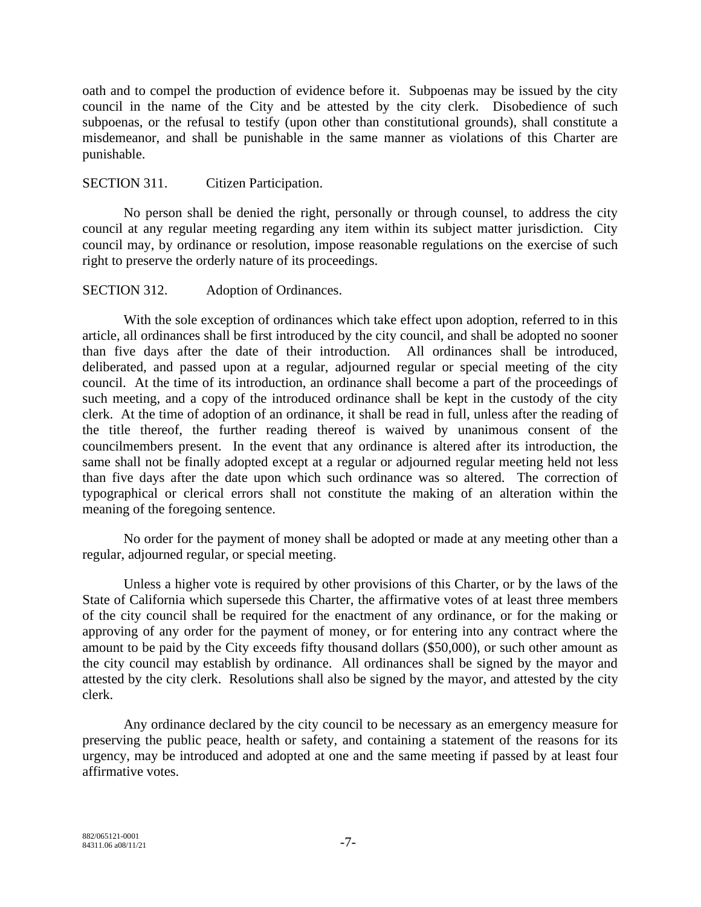oath and to compel the production of evidence before it. Subpoenas may be issued by the city council in the name of the City and be attested by the city clerk. Disobedience of such subpoenas, or the refusal to testify (upon other than constitutional grounds), shall constitute a misdemeanor, and shall be punishable in the same manner as violations of this Charter are punishable.

SECTION 311. Citizen Participation.

No person shall be denied the right, personally or through counsel, to address the city council at any regular meeting regarding any item within its subject matter jurisdiction. City council may, by ordinance or resolution, impose reasonable regulations on the exercise of such right to preserve the orderly nature of its proceedings.

SECTION 312. Adoption of Ordinances.

With the sole exception of ordinances which take effect upon adoption, referred to in this article, all ordinances shall be first introduced by the city council, and shall be adopted no sooner than five days after the date of their introduction. All ordinances shall be introduced, deliberated, and passed upon at a regular, adjourned regular or special meeting of the city council. At the time of its introduction, an ordinance shall become a part of the proceedings of such meeting, and a copy of the introduced ordinance shall be kept in the custody of the city clerk. At the time of adoption of an ordinance, it shall be read in full, unless after the reading of the title thereof, the further reading thereof is waived by unanimous consent of the councilmembers present. In the event that any ordinance is altered after its introduction, the same shall not be finally adopted except at a regular or adjourned regular meeting held not less than five days after the date upon which such ordinance was so altered. The correction of typographical or clerical errors shall not constitute the making of an alteration within the meaning of the foregoing sentence.

No order for the payment of money shall be adopted or made at any meeting other than a regular, adjourned regular, or special meeting.

Unless a higher vote is required by other provisions of this Charter, or by the laws of the State of California which supersede this Charter, the affirmative votes of at least three members of the city council shall be required for the enactment of any ordinance, or for the making or approving of any order for the payment of money, or for entering into any contract where the amount to be paid by the City exceeds fifty thousand dollars ($50,000), or such other amount as the city council may establish by ordinance. All ordinances shall be signed by the mayor and attested by the city clerk. Resolutions shall also be signed by the mayor, and attested by the city clerk.

Any ordinance declared by the city council to be necessary as an emergency measure for preserving the public peace, health or safety, and containing a statement of the reasons for its urgency, may be introduced and adopted at one and the same meeting if passed by at least four affirmative votes.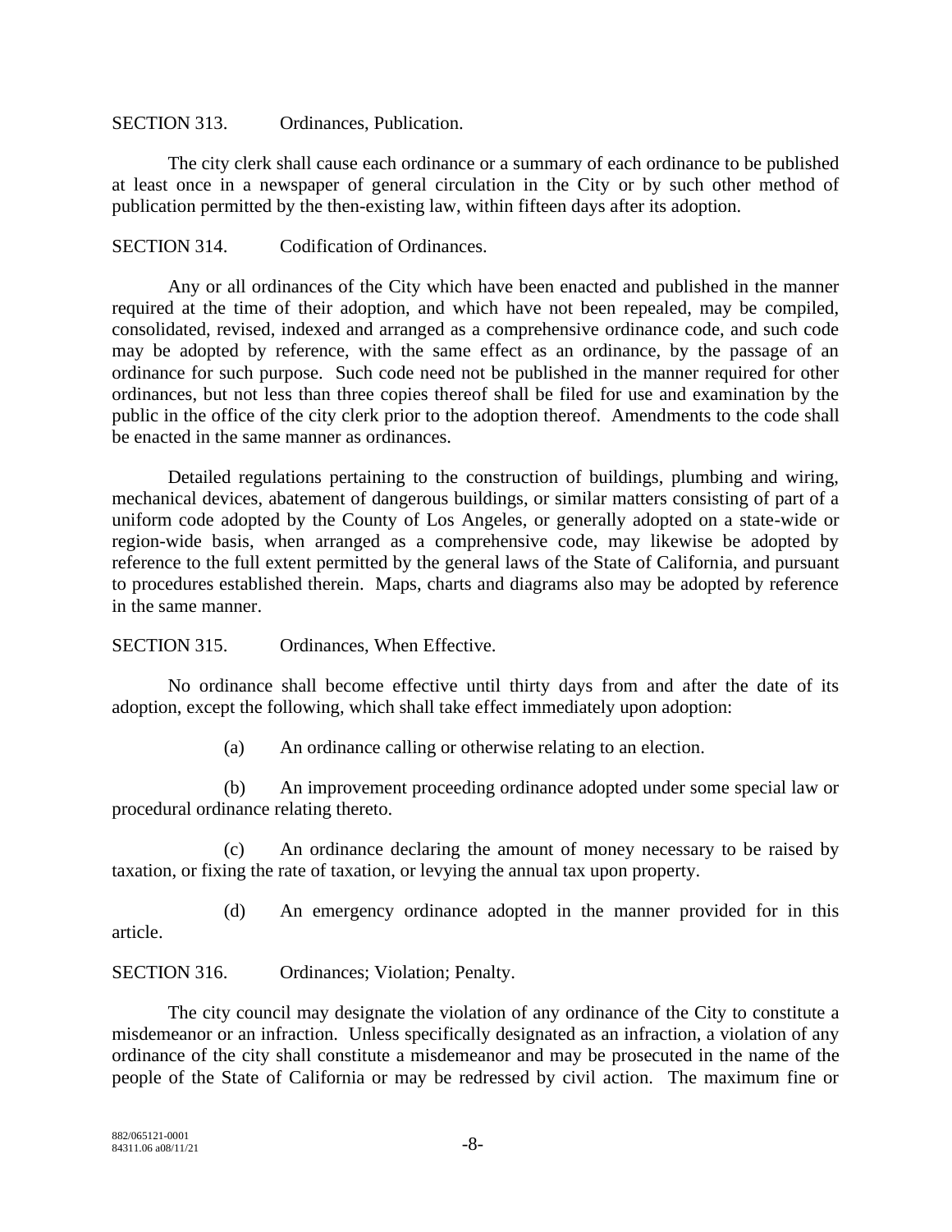SECTION 313. Ordinances, Publication.

The city clerk shall cause each ordinance or a summary of each ordinance to be published at least once in a newspaper of general circulation in the City or by such other method of publication permitted by the then-existing law, within fifteen days after its adoption.

SECTION 314. Codification of Ordinances.

Any or all ordinances of the City which have been enacted and published in the manner required at the time of their adoption, and which have not been repealed, may be compiled, consolidated, revised, indexed and arranged as a comprehensive ordinance code, and such code may be adopted by reference, with the same effect as an ordinance, by the passage of an ordinance for such purpose. Such code need not be published in the manner required for other ordinances, but not less than three copies thereof shall be filed for use and examination by the public in the office of the city clerk prior to the adoption thereof. Amendments to the code shall be enacted in the same manner as ordinances.

Detailed regulations pertaining to the construction of buildings, plumbing and wiring, mechanical devices, abatement of dangerous buildings, or similar matters consisting of part of a uniform code adopted by the County of Los Angeles, or generally adopted on a state-wide or region-wide basis, when arranged as a comprehensive code, may likewise be adopted by reference to the full extent permitted by the general laws of the State of California, and pursuant to procedures established therein. Maps, charts and diagrams also may be adopted by reference in the same manner.

SECTION 315. Ordinances, When Effective.

No ordinance shall become effective until thirty days from and after the date of its adoption, except the following, which shall take effect immediately upon adoption:

(a) An ordinance calling or otherwise relating to an election.

(b) An improvement proceeding ordinance adopted under some special law or procedural ordinance relating thereto.

(c) An ordinance declaring the amount of money necessary to be raised by taxation, or fixing the rate of taxation, or levying the annual tax upon property.

(d) An emergency ordinance adopted in the manner provided for in this article.

SECTION 316. Ordinances; Violation; Penalty.

The city council may designate the violation of any ordinance of the City to constitute a misdemeanor or an infraction. Unless specifically designated as an infraction, a violation of any ordinance of the city shall constitute a misdemeanor and may be prosecuted in the name of the people of the State of California or may be redressed by civil action. The maximum fine or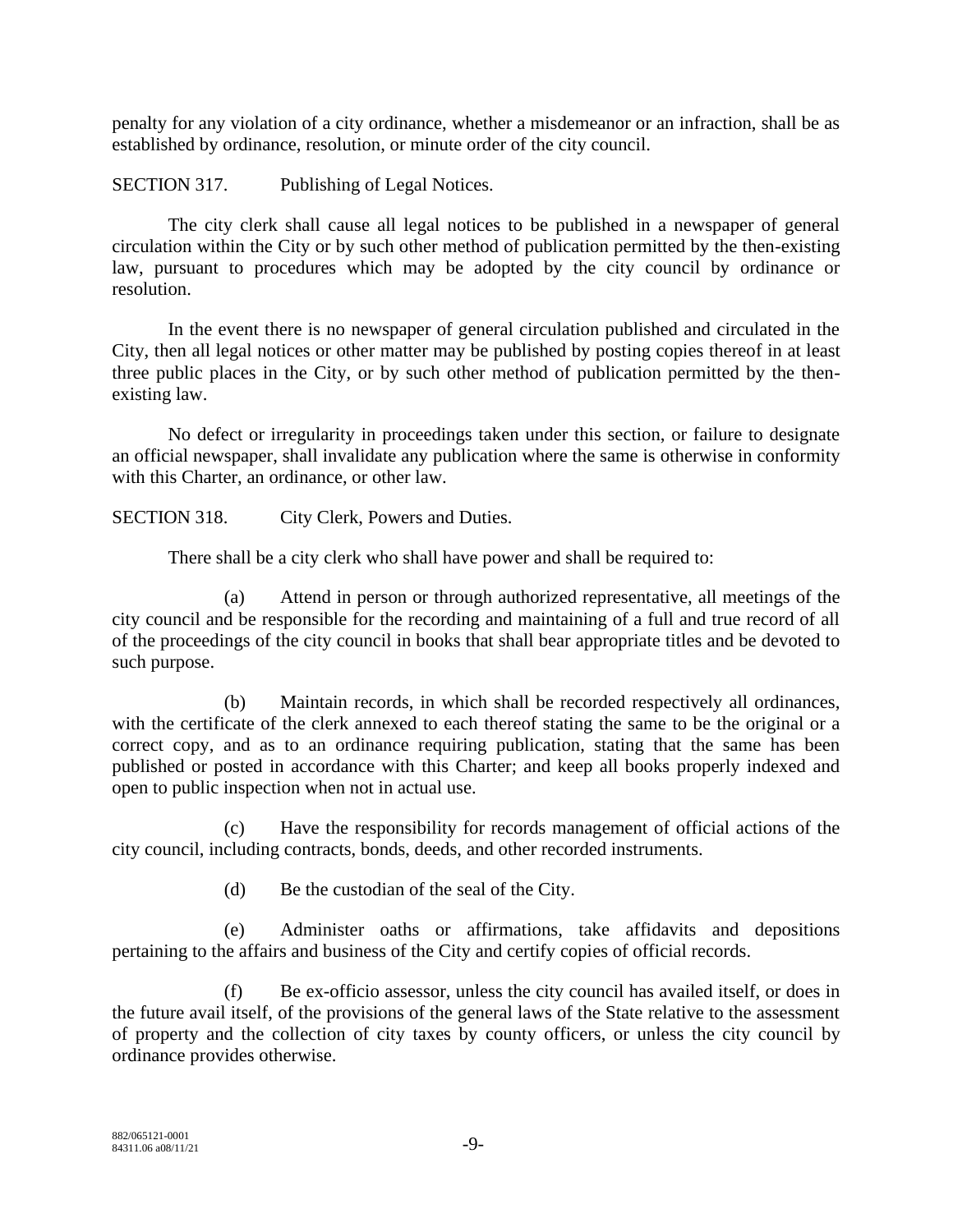penalty for any violation of a city ordinance, whether a misdemeanor or an infraction, shall be as established by ordinance, resolution, or minute order of the city council.

SECTION 317. Publishing of Legal Notices.

The city clerk shall cause all legal notices to be published in a newspaper of general circulation within the City or by such other method of publication permitted by the then-existing law, pursuant to procedures which may be adopted by the city council by ordinance or resolution.

In the event there is no newspaper of general circulation published and circulated in the City, then all legal notices or other matter may be published by posting copies thereof in at least three public places in the City, or by such other method of publication permitted by the then-existing law.

No defect or irregularity in proceedings taken under this section, or failure to designate an official newspaper, shall invalidate any publication where the same is otherwise in conformity with this Charter, an ordinance, or other law.

SECTION 318. City Clerk, Powers and Duties.

There shall be a city clerk who shall have power and shall be required to:

(a) Attend in person or through authorized representative, all meetings of the city council and be responsible for the recording and maintaining of a full and true record of all of the proceedings of the city council in books that shall bear appropriate titles and be devoted to such purpose.

(b) Maintain records, in which shall be recorded respectively all ordinances, with the certificate of the clerk annexed to each thereof stating the same to be the original or a correct copy, and as to an ordinance requiring publication, stating that the same has been published or posted in accordance with this Charter; and keep all books properly indexed and open to public inspection when not in actual use.

(c) Have the responsibility for records management of official actions of the city council, including contracts, bonds, deeds, and other recorded instruments.

(d) Be the custodian of the seal of the City.

(e) Administer oaths or affirmations, take affidavits and depositions pertaining to the affairs and business of the City and certify copies of official records.

(f) Be ex-officio assessor, unless the city council has availed itself, or does in the future avail itself, of the provisions of the general laws of the State relative to the assessment of property and the collection of city taxes by county officers, or unless the city council by ordinance provides otherwise.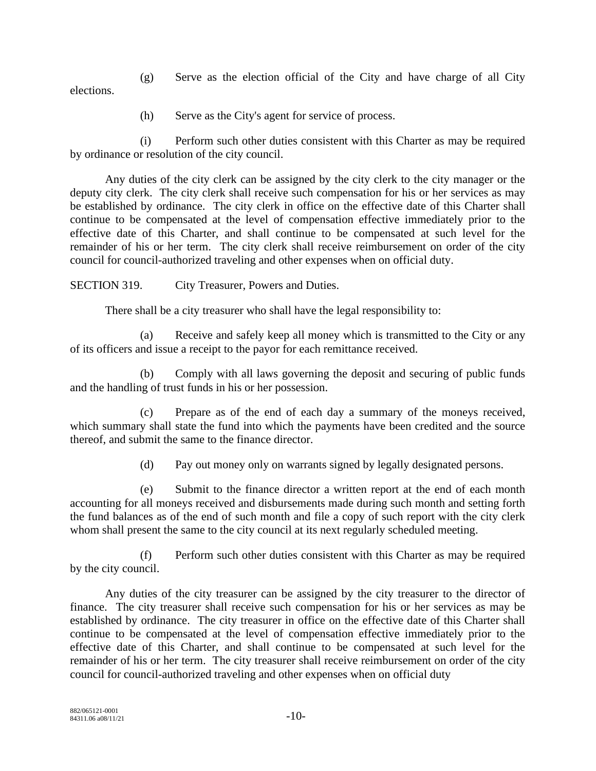(g) Serve as the election official of the City and have charge of all City elections.

(h) Serve as the City's agent for service of process.

(i) Perform such other duties consistent with this Charter as may be required by ordinance or resolution of the city council.

Any duties of the city clerk can be assigned by the city clerk to the city manager or the deputy city clerk. The city clerk shall receive such compensation for his or her services as may be established by ordinance. The city clerk in office on the effective date of this Charter shall continue to be compensated at the level of compensation effective immediately prior to the effective date of this Charter, and shall continue to be compensated at such level for the remainder of his or her term. The city clerk shall receive reimbursement on order of the city council for council-authorized traveling and other expenses when on official duty.

SECTION 319. City Treasurer, Powers and Duties.

There shall be a city treasurer who shall have the legal responsibility to:

(a) Receive and safely keep all money which is transmitted to the City or any of its officers and issue a receipt to the payor for each remittance received.

(b) Comply with all laws governing the deposit and securing of public funds and the handling of trust funds in his or her possession.

(c) Prepare as of the end of each day a summary of the moneys received, which summary shall state the fund into which the payments have been credited and the source thereof, and submit the same to the finance director.

(d) Pay out money only on warrants signed by legally designated persons.

(e) Submit to the finance director a written report at the end of each month accounting for all moneys received and disbursements made during such month and setting forth the fund balances as of the end of such month and file a copy of such report with the city clerk whom shall present the same to the city council at its next regularly scheduled meeting.

(f) Perform such other duties consistent with this Charter as may be required by the city council.

Any duties of the city treasurer can be assigned by the city treasurer to the director of finance. The city treasurer shall receive such compensation for his or her services as may be established by ordinance. The city treasurer in office on the effective date of this Charter shall continue to be compensated at the level of compensation effective immediately prior to the effective date of this Charter, and shall continue to be compensated at such level for the remainder of his or her term. The city treasurer shall receive reimbursement on order of the city council for council-authorized traveling and other expenses when on official duty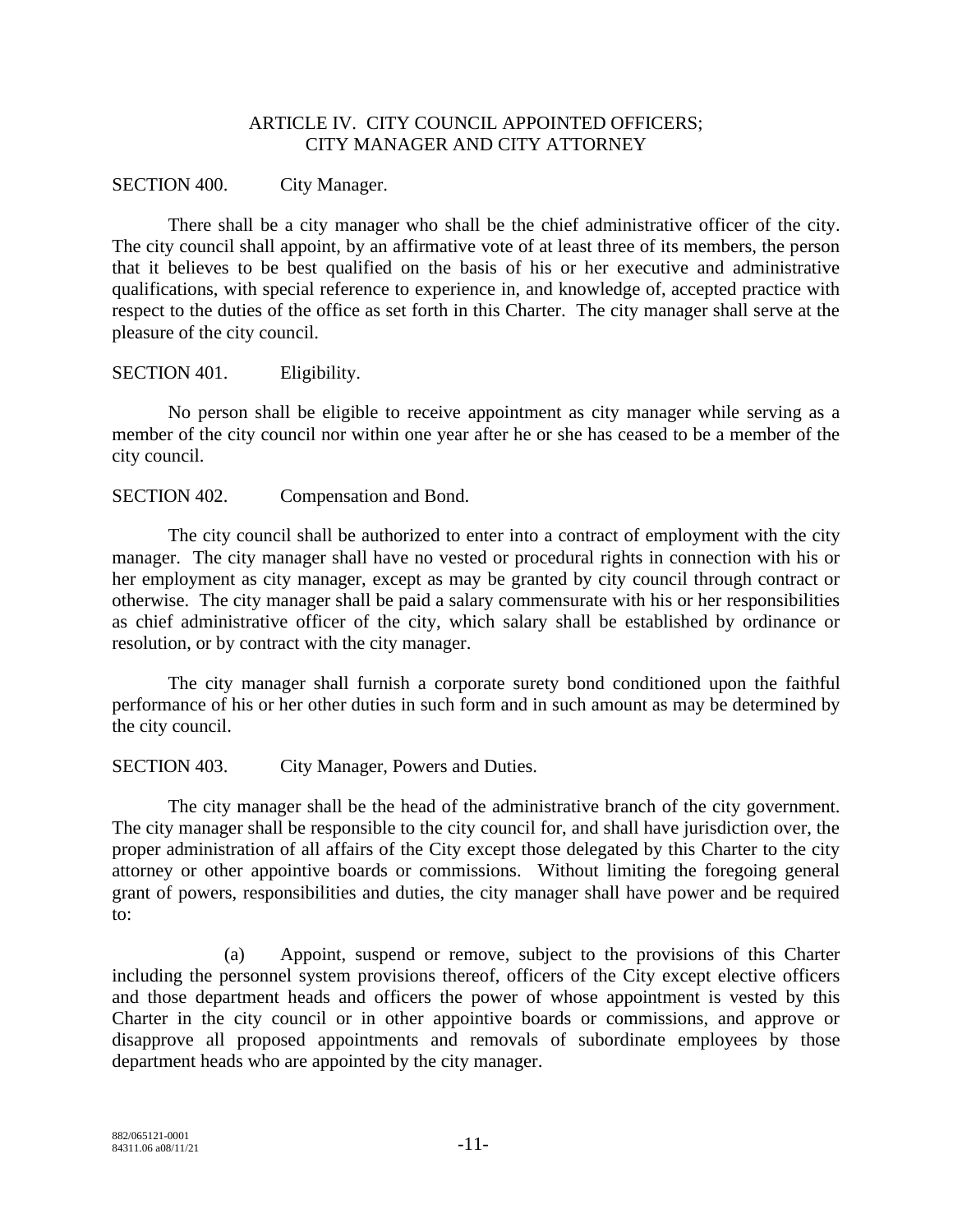## ARTICLE IV. CITY COUNCIL APPOINTED OFFICERS; CITY MANAGER AND CITY ATTORNEY

SECTION 400. City Manager.

There shall be a city manager who shall be the chief administrative officer of the city. The city council shall appoint, by an affirmative vote of at least three of its members, the person that it believes to be best qualified on the basis of his or her executive and administrative qualifications, with special reference to experience in, and knowledge of, accepted practice with respect to the duties of the office as set forth in this Charter. The city manager shall serve at the pleasure of the city council.

SECTION 401. Eligibility.

No person shall be eligible to receive appointment as city manager while serving as a member of the city council nor within one year after he or she has ceased to be a member of the city council.

SECTION 402. Compensation and Bond.

The city council shall be authorized to enter into a contract of employment with the city manager. The city manager shall have no vested or procedural rights in connection with his or her employment as city manager, except as may be granted by city council through contract or otherwise. The city manager shall be paid a salary commensurate with his or her responsibilities as chief administrative officer of the city, which salary shall be established by ordinance or resolution, or by contract with the city manager.

The city manager shall furnish a corporate surety bond conditioned upon the faithful performance of his or her other duties in such form and in such amount as may be determined by the city council.

SECTION 403. City Manager, Powers and Duties.

The city manager shall be the head of the administrative branch of the city government. The city manager shall be responsible to the city council for, and shall have jurisdiction over, the proper administration of all affairs of the City except those delegated by this Charter to the city attorney or other appointive boards or commissions. Without limiting the foregoing general grant of powers, responsibilities and duties, the city manager shall have power and be required to:

(a) Appoint, suspend or remove, subject to the provisions of this Charter including the personnel system provisions thereof, officers of the City except elective officers and those department heads and officers the power of whose appointment is vested by this Charter in the city council or in other appointive boards or commissions, and approve or disapprove all proposed appointments and removals of subordinate employees by those department heads who are appointed by the city manager.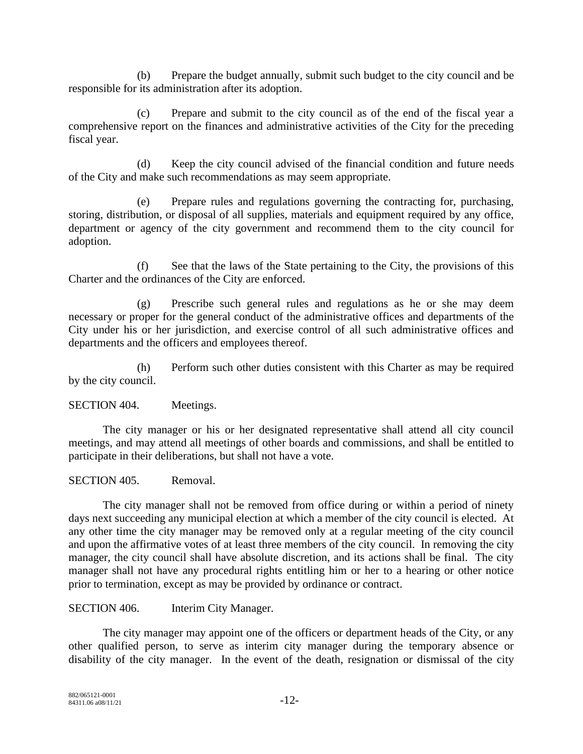(b) Prepare the budget annually, submit such budget to the city council and be responsible for its administration after its adoption.

(c) Prepare and submit to the city council as of the end of the fiscal year a comprehensive report on the finances and administrative activities of the City for the preceding fiscal year.

(d) Keep the city council advised of the financial condition and future needs of the City and make such recommendations as may seem appropriate.

(e) Prepare rules and regulations governing the contracting for, purchasing, storing, distribution, or disposal of all supplies, materials and equipment required by any office, department or agency of the city government and recommend them to the city council for adoption.

(f) See that the laws of the State pertaining to the City, the provisions of this Charter and the ordinances of the City are enforced.

(g) Prescribe such general rules and regulations as he or she may deem necessary or proper for the general conduct of the administrative offices and departments of the City under his or her jurisdiction, and exercise control of all such administrative offices and departments and the officers and employees thereof.

(h) Perform such other duties consistent with this Charter as may be required by the city council.

SECTION 404. Meetings.

The city manager or his or her designated representative shall attend all city council meetings, and may attend all meetings of other boards and commissions, and shall be entitled to participate in their deliberations, but shall not have a vote.

SECTION 405. Removal.

The city manager shall not be removed from office during or within a period of ninety days next succeeding any municipal election at which a member of the city council is elected. At any other time the city manager may be removed only at a regular meeting of the city council and upon the affirmative votes of at least three members of the city council. In removing the city manager, the city council shall have absolute discretion, and its actions shall be final. The city manager shall not have any procedural rights entitling him or her to a hearing or other notice prior to termination, except as may be provided by ordinance or contract.

SECTION 406. Interim City Manager.

The city manager may appoint one of the officers or department heads of the City, or any other qualified person, to serve as interim city manager during the temporary absence or disability of the city manager. In the event of the death, resignation or dismissal of the city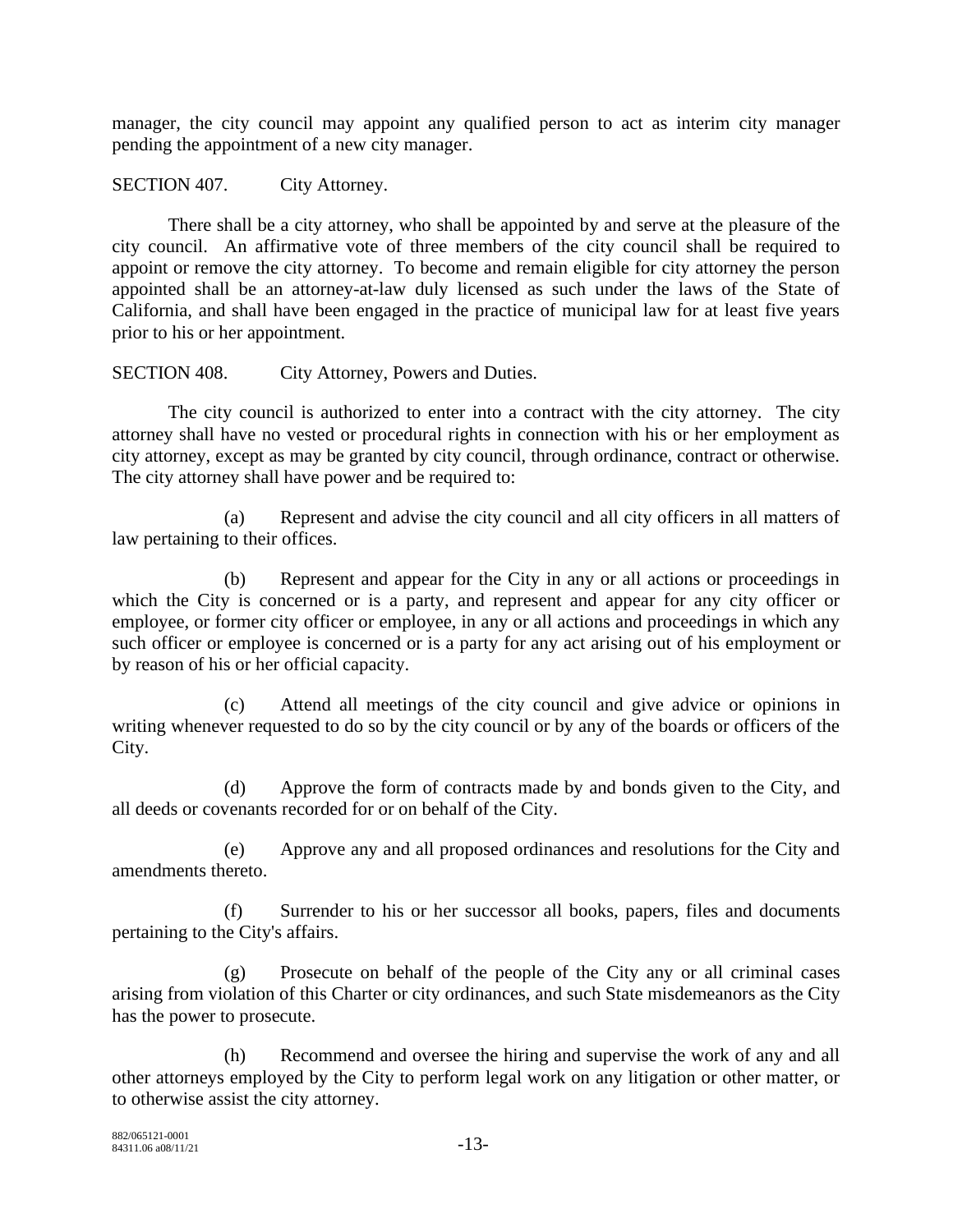manager, the city council may appoint any qualified person to act as interim city manager pending the appointment of a new city manager.

SECTION 407. City Attorney.

There shall be a city attorney, who shall be appointed by and serve at the pleasure of the city council. An affirmative vote of three members of the city council shall be required to appoint or remove the city attorney. To become and remain eligible for city attorney the person appointed shall be an attorney-at-law duly licensed as such under the laws of the State of California, and shall have been engaged in the practice of municipal law for at least five years prior to his or her appointment.

SECTION 408. City Attorney, Powers and Duties.

The city council is authorized to enter into a contract with the city attorney. The city attorney shall have no vested or procedural rights in connection with his or her employment as city attorney, except as may be granted by city council, through ordinance, contract or otherwise. The city attorney shall have power and be required to:

(a) Represent and advise the city council and all city officers in all matters of law pertaining to their offices.

(b) Represent and appear for the City in any or all actions or proceedings in which the City is concerned or is a party, and represent and appear for any city officer or employee, or former city officer or employee, in any or all actions and proceedings in which any such officer or employee is concerned or is a party for any act arising out of his employment or by reason of his or her official capacity.

(c) Attend all meetings of the city council and give advice or opinions in writing whenever requested to do so by the city council or by any of the boards or officers of the City.

(d) Approve the form of contracts made by and bonds given to the City, and all deeds or covenants recorded for or on behalf of the City.

(e) Approve any and all proposed ordinances and resolutions for the City and amendments thereto.

(f) Surrender to his or her successor all books, papers, files and documents pertaining to the City's affairs.

(g) Prosecute on behalf of the people of the City any or all criminal cases arising from violation of this Charter or city ordinances, and such State misdemeanors as the City has the power to prosecute.

(h) Recommend and oversee the hiring and supervise the work of any and all other attorneys employed by the City to perform legal work on any litigation or other matter, or to otherwise assist the city attorney.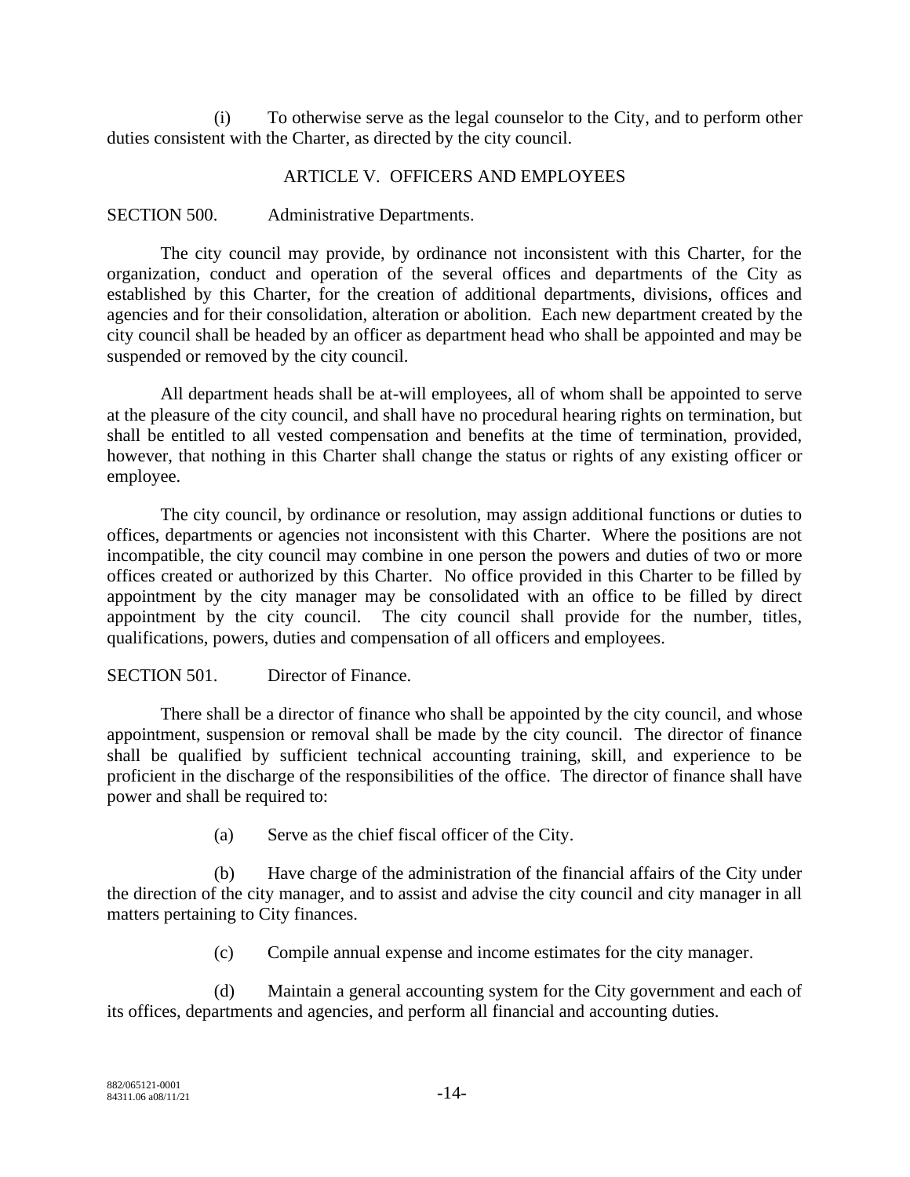(i) To otherwise serve as the legal counselor to the City, and to perform other duties consistent with the Charter, as directed by the city council.

## ARTICLE V. OFFICERS AND EMPLOYEES

### SECTION 500. Administrative Departments.

The city council may provide, by ordinance not inconsistent with this Charter, for the organization, conduct and operation of the several offices and departments of the City as established by this Charter, for the creation of additional departments, divisions, offices and agencies and for their consolidation, alteration or abolition. Each new department created by the city council shall be headed by an officer as department head who shall be appointed and may be suspended or removed by the city council.

All department heads shall be at-will employees, all of whom shall be appointed to serve at the pleasure of the city council, and shall have no procedural hearing rights on termination, but shall be entitled to all vested compensation and benefits at the time of termination, provided, however, that nothing in this Charter shall change the status or rights of any existing officer or employee.

The city council, by ordinance or resolution, may assign additional functions or duties to offices, departments or agencies not inconsistent with this Charter. Where the positions are not incompatible, the city council may combine in one person the powers and duties of two or more offices created or authorized by this Charter. No office provided in this Charter to be filled by appointment by the city manager may be consolidated with an office to be filled by direct appointment by the city council. The city council shall provide for the number, titles, qualifications, powers, duties and compensation of all officers and employees.

### SECTION 501. Director of Finance.

There shall be a director of finance who shall be appointed by the city council, and whose appointment, suspension or removal shall be made by the city council. The director of finance shall be qualified by sufficient technical accounting training, skill, and experience to be proficient in the discharge of the responsibilities of the office. The director of finance shall have power and shall be required to:

(a) Serve as the chief fiscal officer of the City.

(b) Have charge of the administration of the financial affairs of the City under the direction of the city manager, and to assist and advise the city council and city manager in all matters pertaining to City finances.

(c) Compile annual expense and income estimates for the city manager.

(d) Maintain a general accounting system for the City government and each of its offices, departments and agencies, and perform all financial and accounting duties.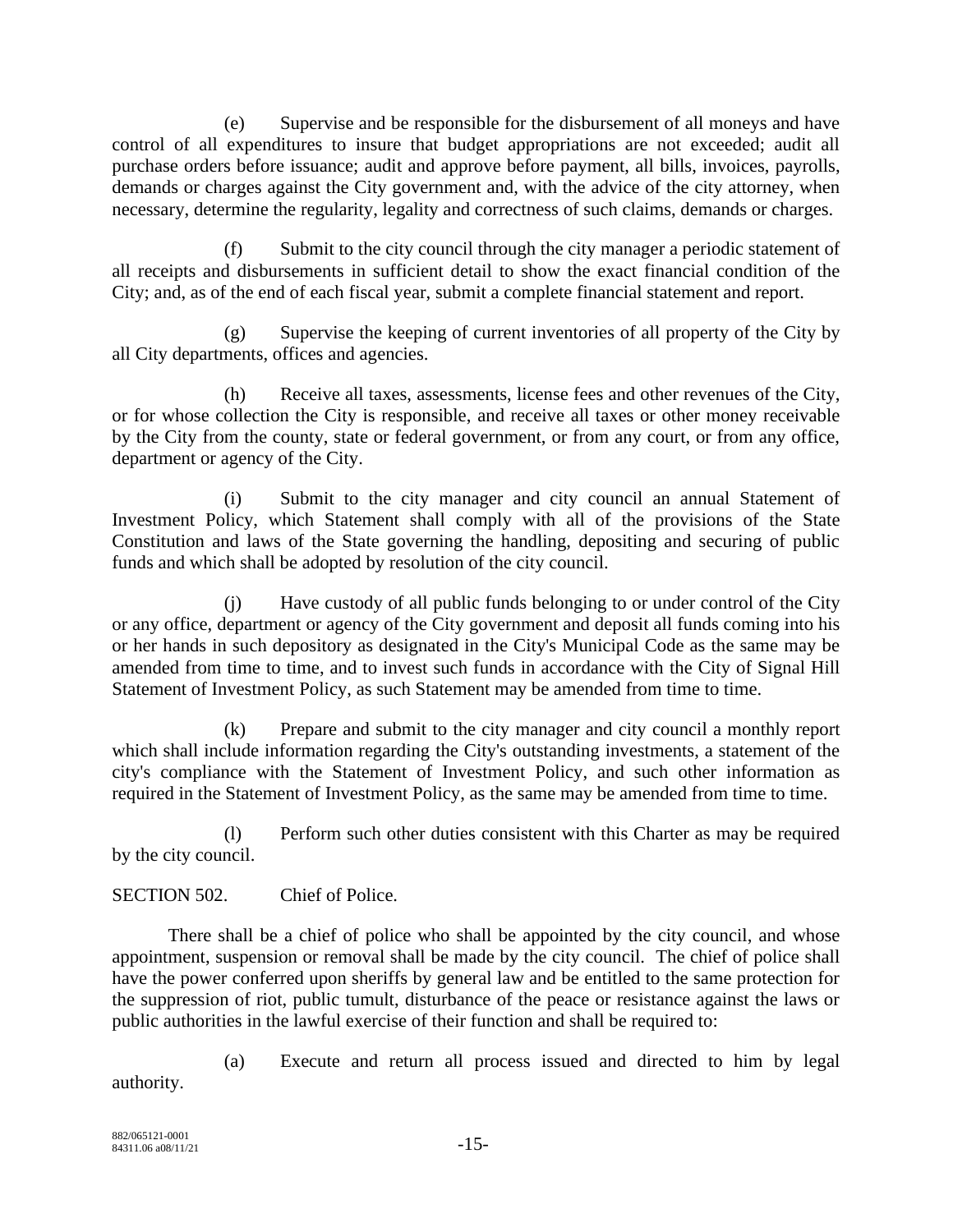(e) Supervise and be responsible for the disbursement of all moneys and have control of all expenditures to insure that budget appropriations are not exceeded; audit all purchase orders before issuance; audit and approve before payment, all bills, invoices, payrolls, demands or charges against the City government and, with the advice of the city attorney, when necessary, determine the regularity, legality and correctness of such claims, demands or charges.

(f) Submit to the city council through the city manager a periodic statement of all receipts and disbursements in sufficient detail to show the exact financial condition of the City; and, as of the end of each fiscal year, submit a complete financial statement and report.

(g) Supervise the keeping of current inventories of all property of the City by all City departments, offices and agencies.

(h) Receive all taxes, assessments, license fees and other revenues of the City, or for whose collection the City is responsible, and receive all taxes or other money receivable by the City from the county, state or federal government, or from any court, or from any office, department or agency of the City.

(i) Submit to the city manager and city council an annual Statement of Investment Policy, which Statement shall comply with all of the provisions of the State Constitution and laws of the State governing the handling, depositing and securing of public funds and which shall be adopted by resolution of the city council.

(j) Have custody of all public funds belonging to or under control of the City or any office, department or agency of the City government and deposit all funds coming into his or her hands in such depository as designated in the City's Municipal Code as the same may be amended from time to time, and to invest such funds in accordance with the City of Signal Hill Statement of Investment Policy, as such Statement may be amended from time to time.

(k) Prepare and submit to the city manager and city council a monthly report which shall include information regarding the City's outstanding investments, a statement of the city's compliance with the Statement of Investment Policy, and such other information as required in the Statement of Investment Policy, as the same may be amended from time to time.

(l) Perform such other duties consistent with this Charter as may be required by the city council.

SECTION 502. Chief of Police.

There shall be a chief of police who shall be appointed by the city council, and whose appointment, suspension or removal shall be made by the city council. The chief of police shall have the power conferred upon sheriffs by general law and be entitled to the same protection for the suppression of riot, public tumult, disturbance of the peace or resistance against the laws or public authorities in the lawful exercise of their function and shall be required to:

(a) Execute and return all process issued and directed to him by legal authority.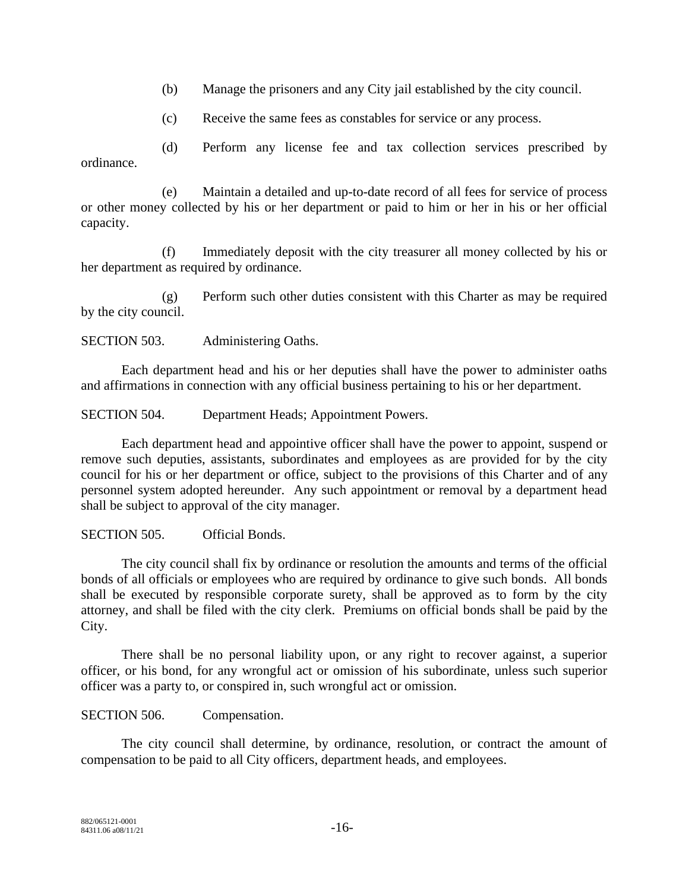(b) Manage the prisoners and any City jail established by the city council.

(c) Receive the same fees as constables for service or any process.

(d) Perform any license fee and tax collection services prescribed by ordinance.

(e) Maintain a detailed and up-to-date record of all fees for service of process or other money collected by his or her department or paid to him or her in his or her official capacity.

(f) Immediately deposit with the city treasurer all money collected by his or her department as required by ordinance.

(g) Perform such other duties consistent with this Charter as may be required by the city council.

SECTION 503. Administering Oaths.

Each department head and his or her deputies shall have the power to administer oaths and affirmations in connection with any official business pertaining to his or her department.

SECTION 504. Department Heads; Appointment Powers.

Each department head and appointive officer shall have the power to appoint, suspend or remove such deputies, assistants, subordinates and employees as are provided for by the city council for his or her department or office, subject to the provisions of this Charter and of any personnel system adopted hereunder. Any such appointment or removal by a department head shall be subject to approval of the city manager.

SECTION 505. Official Bonds.

The city council shall fix by ordinance or resolution the amounts and terms of the official bonds of all officials or employees who are required by ordinance to give such bonds. All bonds shall be executed by responsible corporate surety, shall be approved as to form by the city attorney, and shall be filed with the city clerk. Premiums on official bonds shall be paid by the City.

There shall be no personal liability upon, or any right to recover against, a superior officer, or his bond, for any wrongful act or omission of his subordinate, unless such superior officer was a party to, or conspired in, such wrongful act or omission.

SECTION 506. Compensation.

The city council shall determine, by ordinance, resolution, or contract the amount of compensation to be paid to all City officers, department heads, and employees.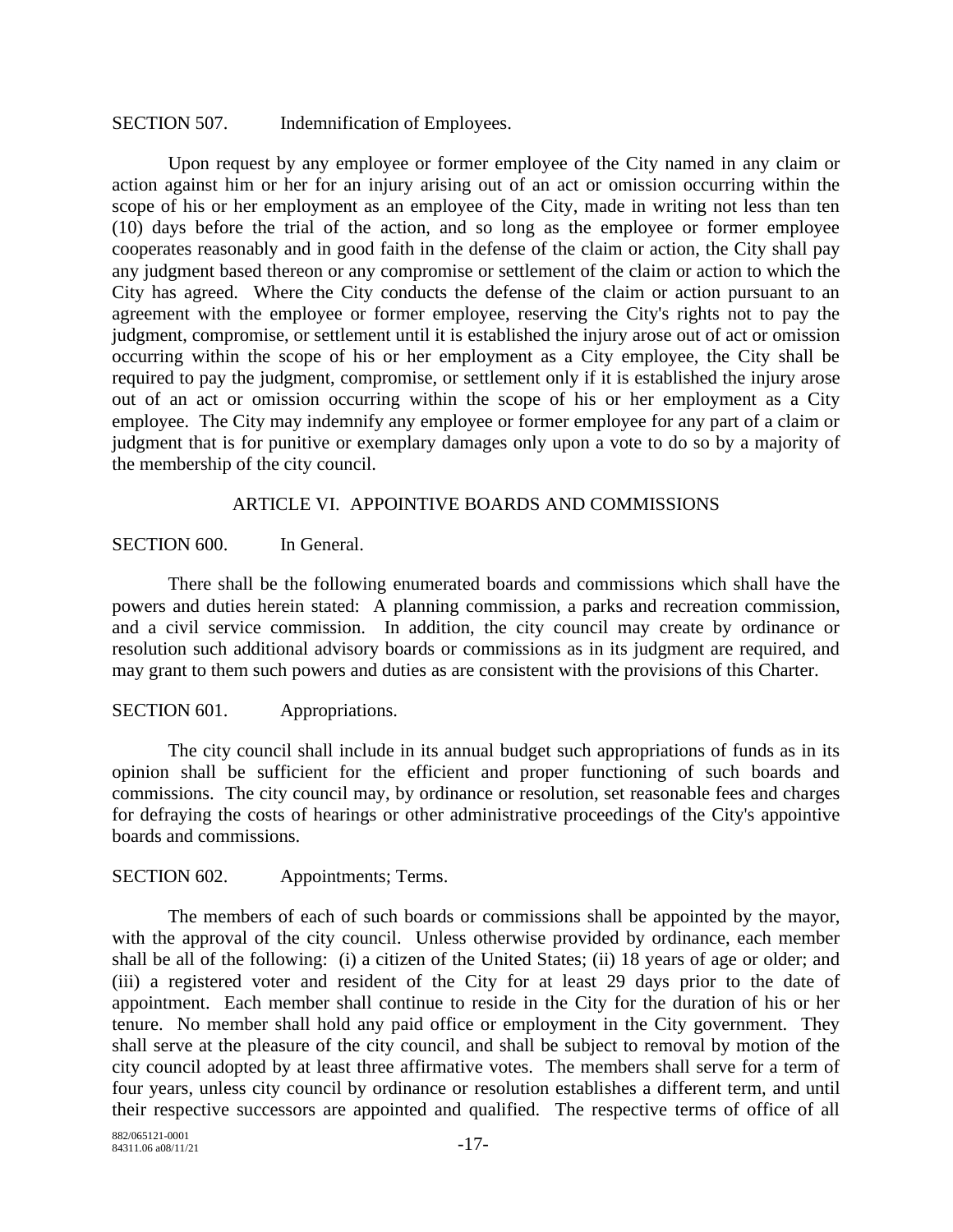SECTION 507. Indemnification of Employees.

Upon request by any employee or former employee of the City named in any claim or action against him or her for an injury arising out of an act or omission occurring within the scope of his or her employment as an employee of the City, made in writing not less than ten (10) days before the trial of the action, and so long as the employee or former employee cooperates reasonably and in good faith in the defense of the claim or action, the City shall pay any judgment based thereon or any compromise or settlement of the claim or action to which the City has agreed. Where the City conducts the defense of the claim or action pursuant to an agreement with the employee or former employee, reserving the City's rights not to pay the judgment, compromise, or settlement until it is established the injury arose out of act or omission occurring within the scope of his or her employment as a City employee, the City shall be required to pay the judgment, compromise, or settlement only if it is established the injury arose out of an act or omission occurring within the scope of his or her employment as a City employee. The City may indemnify any employee or former employee for any part of a claim or judgment that is for punitive or exemplary damages only upon a vote to do so by a majority of the membership of the city council.

## ARTICLE VI. APPOINTIVE BOARDS AND COMMISSIONS

SECTION 600. In General.

There shall be the following enumerated boards and commissions which shall have the powers and duties herein stated: A planning commission, a parks and recreation commission, and a civil service commission. In addition, the city council may create by ordinance or resolution such additional advisory boards or commissions as in its judgment are required, and may grant to them such powers and duties as are consistent with the provisions of this Charter.

SECTION 601. Appropriations.

The city council shall include in its annual budget such appropriations of funds as in its opinion shall be sufficient for the efficient and proper functioning of such boards and commissions. The city council may, by ordinance or resolution, set reasonable fees and charges for defraying the costs of hearings or other administrative proceedings of the City's appointive boards and commissions.

SECTION 602. Appointments; Terms.

The members of each of such boards or commissions shall be appointed by the mayor, with the approval of the city council. Unless otherwise provided by ordinance, each member shall be all of the following: (i) a citizen of the United States; (ii) 18 years of age or older; and (iii) a registered voter and resident of the City for at least 29 days prior to the date of appointment. Each member shall continue to reside in the City for the duration of his or her tenure. No member shall hold any paid office or employment in the City government. They shall serve at the pleasure of the city council, and shall be subject to removal by motion of the city council adopted by at least three affirmative votes. The members shall serve for a term of four years, unless city council by ordinance or resolution establishes a different term, and until their respective successors are appointed and qualified. The respective terms of office of all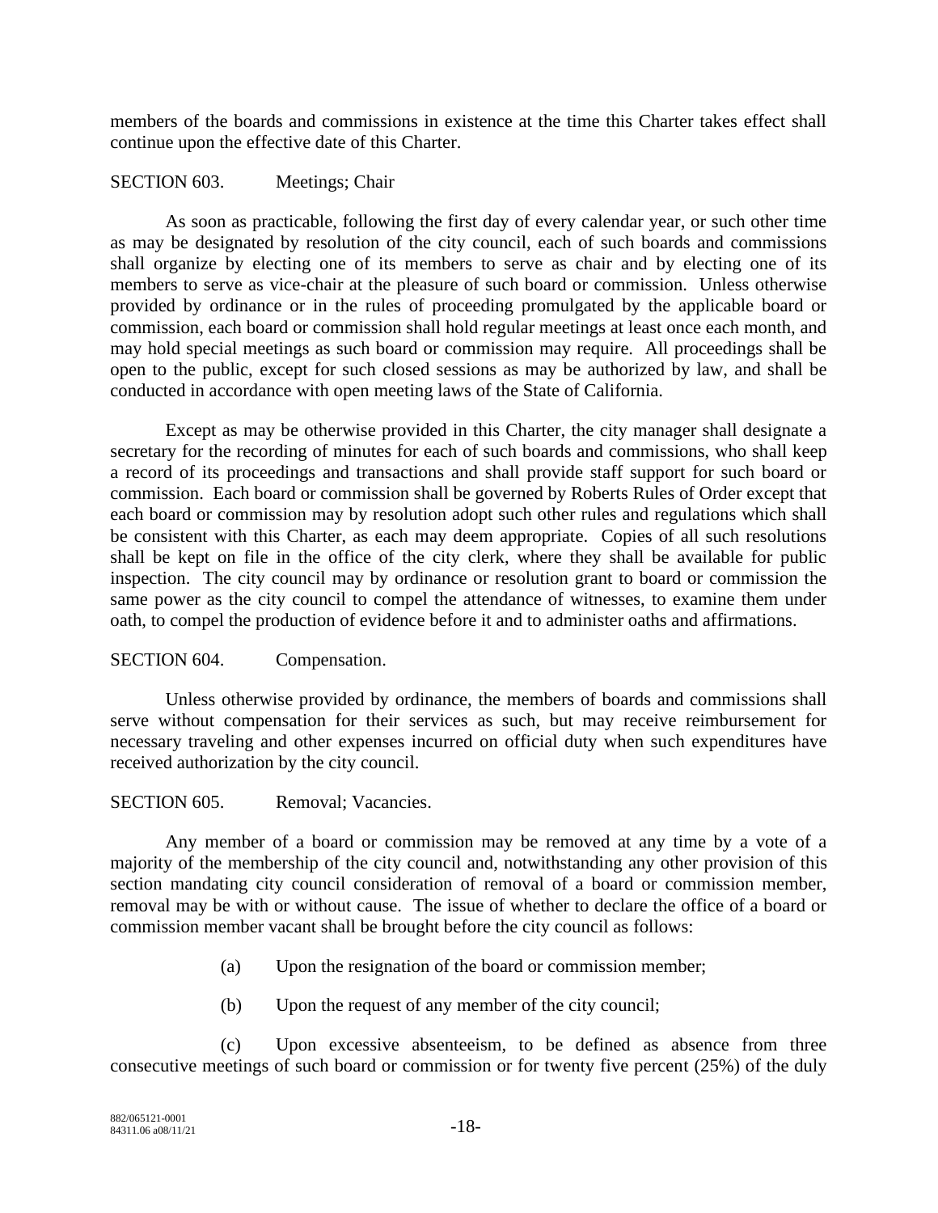members of the boards and commissions in existence at the time this Charter takes effect shall continue upon the effective date of this Charter.

SECTION 603. Meetings; Chair

As soon as practicable, following the first day of every calendar year, or such other time as may be designated by resolution of the city council, each of such boards and commissions shall organize by electing one of its members to serve as chair and by electing one of its members to serve as vice-chair at the pleasure of such board or commission. Unless otherwise provided by ordinance or in the rules of proceeding promulgated by the applicable board or commission, each board or commission shall hold regular meetings at least once each month, and may hold special meetings as such board or commission may require. All proceedings shall be open to the public, except for such closed sessions as may be authorized by law, and shall be conducted in accordance with open meeting laws of the State of California.

Except as may be otherwise provided in this Charter, the city manager shall designate a secretary for the recording of minutes for each of such boards and commissions, who shall keep a record of its proceedings and transactions and shall provide staff support for such board or commission. Each board or commission shall be governed by Roberts Rules of Order except that each board or commission may by resolution adopt such other rules and regulations which shall be consistent with this Charter, as each may deem appropriate. Copies of all such resolutions shall be kept on file in the office of the city clerk, where they shall be available for public inspection. The city council may by ordinance or resolution grant to board or commission the same power as the city council to compel the attendance of witnesses, to examine them under oath, to compel the production of evidence before it and to administer oaths and affirmations.

SECTION 604. Compensation.

Unless otherwise provided by ordinance, the members of boards and commissions shall serve without compensation for their services as such, but may receive reimbursement for necessary traveling and other expenses incurred on official duty when such expenditures have received authorization by the city council.

SECTION 605. Removal; Vacancies.

Any member of a board or commission may be removed at any time by a vote of a majority of the membership of the city council and, notwithstanding any other provision of this section mandating city council consideration of removal of a board or commission member, removal may be with or without cause. The issue of whether to declare the office of a board or commission member vacant shall be brought before the city council as follows:

(a) Upon the resignation of the board or commission member;

(b) Upon the request of any member of the city council;

(c) Upon excessive absenteeism, to be defined as absence from three consecutive meetings of such board or commission or for twenty five percent (25%) of the duly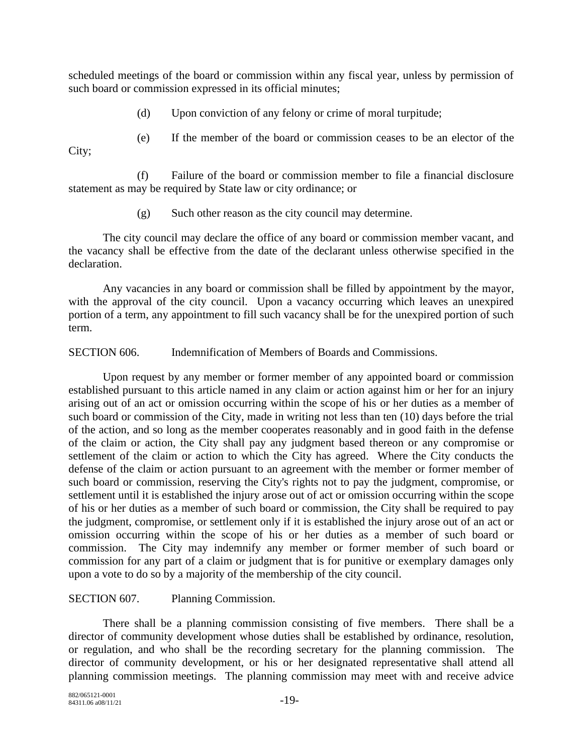scheduled meetings of the board or commission within any fiscal year, unless by permission of such board or commission expressed in its official minutes;

(d) Upon conviction of any felony or crime of moral turpitude;

(e) If the member of the board or commission ceases to be an elector of the City;

(f) Failure of the board or commission member to file a financial disclosure statement as may be required by State law or city ordinance; or

(g) Such other reason as the city council may determine.

The city council may declare the office of any board or commission member vacant, and the vacancy shall be effective from the date of the declarant unless otherwise specified in the declaration.

Any vacancies in any board or commission shall be filled by appointment by the mayor, with the approval of the city council. Upon a vacancy occurring which leaves an unexpired portion of a term, any appointment to fill such vacancy shall be for the unexpired portion of such term.

SECTION 606. Indemnification of Members of Boards and Commissions.

Upon request by any member or former member of any appointed board or commission established pursuant to this article named in any claim or action against him or her for an injury arising out of an act or omission occurring within the scope of his or her duties as a member of such board or commission of the City, made in writing not less than ten (10) days before the trial of the action, and so long as the member cooperates reasonably and in good faith in the defense of the claim or action, the City shall pay any judgment based thereon or any compromise or settlement of the claim or action to which the City has agreed. Where the City conducts the defense of the claim or action pursuant to an agreement with the member or former member of such board or commission, reserving the City's rights not to pay the judgment, compromise, or settlement until it is established the injury arose out of act or omission occurring within the scope of his or her duties as a member of such board or commission, the City shall be required to pay the judgment, compromise, or settlement only if it is established the injury arose out of an act or omission occurring within the scope of his or her duties as a member of such board or commission. The City may indemnify any member or former member of such board or commission for any part of a claim or judgment that is for punitive or exemplary damages only upon a vote to do so by a majority of the membership of the city council.

SECTION 607. Planning Commission.

There shall be a planning commission consisting of five members. There shall be a director of community development whose duties shall be established by ordinance, resolution, or regulation, and who shall be the recording secretary for the planning commission. The director of community development, or his or her designated representative shall attend all planning commission meetings. The planning commission may meet with and receive advice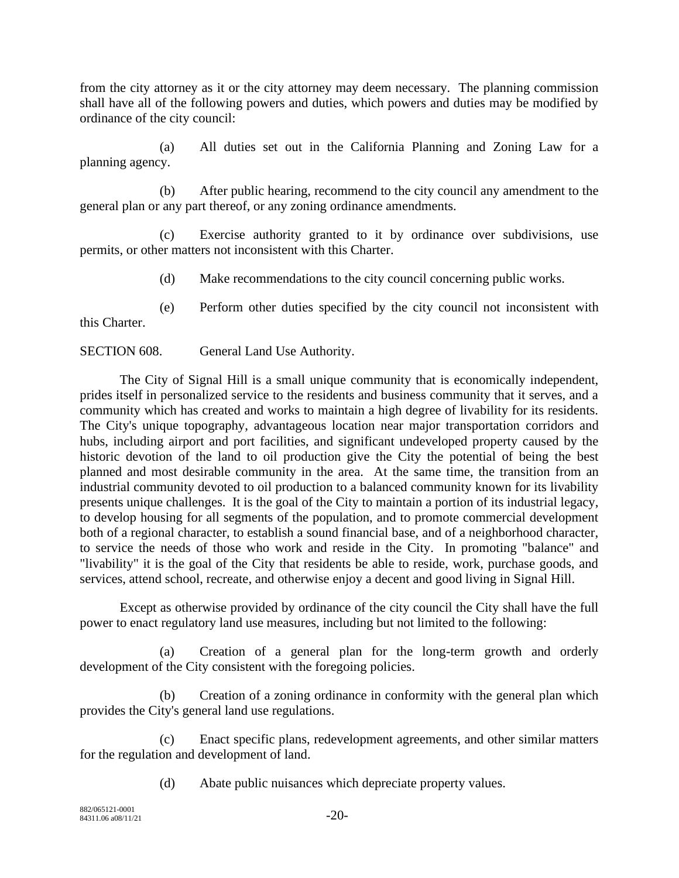from the city attorney as it or the city attorney may deem necessary. The planning commission shall have all of the following powers and duties, which powers and duties may be modified by ordinance of the city council:

(a) All duties set out in the California Planning and Zoning Law for a planning agency.

(b) After public hearing, recommend to the city council any amendment to the general plan or any part thereof, or any zoning ordinance amendments.

(c) Exercise authority granted to it by ordinance over subdivisions, use permits, or other matters not inconsistent with this Charter.

(d) Make recommendations to the city council concerning public works.

(e) Perform other duties specified by the city council not inconsistent with this Charter.

SECTION 608. General Land Use Authority.

The City of Signal Hill is a small unique community that is economically independent, prides itself in personalized service to the residents and business community that it serves, and a community which has created and works to maintain a high degree of livability for its residents. The City's unique topography, advantageous location near major transportation corridors and hubs, including airport and port facilities, and significant undeveloped property caused by the historic devotion of the land to oil production give the City the potential of being the best planned and most desirable community in the area. At the same time, the transition from an industrial community devoted to oil production to a balanced community known for its livability presents unique challenges. It is the goal of the City to maintain a portion of its industrial legacy, to develop housing for all segments of the population, and to promote commercial development both of a regional character, to establish a sound financial base, and of a neighborhood character, to service the needs of those who work and reside in the City. In promoting "balance" and "livability" it is the goal of the City that residents be able to reside, work, purchase goods, and services, attend school, recreate, and otherwise enjoy a decent and good living in Signal Hill.

Except as otherwise provided by ordinance of the city council the City shall have the full power to enact regulatory land use measures, including but not limited to the following:

(a) Creation of a general plan for the long-term growth and orderly development of the City consistent with the foregoing policies.

(b) Creation of a zoning ordinance in conformity with the general plan which provides the City's general land use regulations.

(c) Enact specific plans, redevelopment agreements, and other similar matters for the regulation and development of land.

(d) Abate public nuisances which depreciate property values.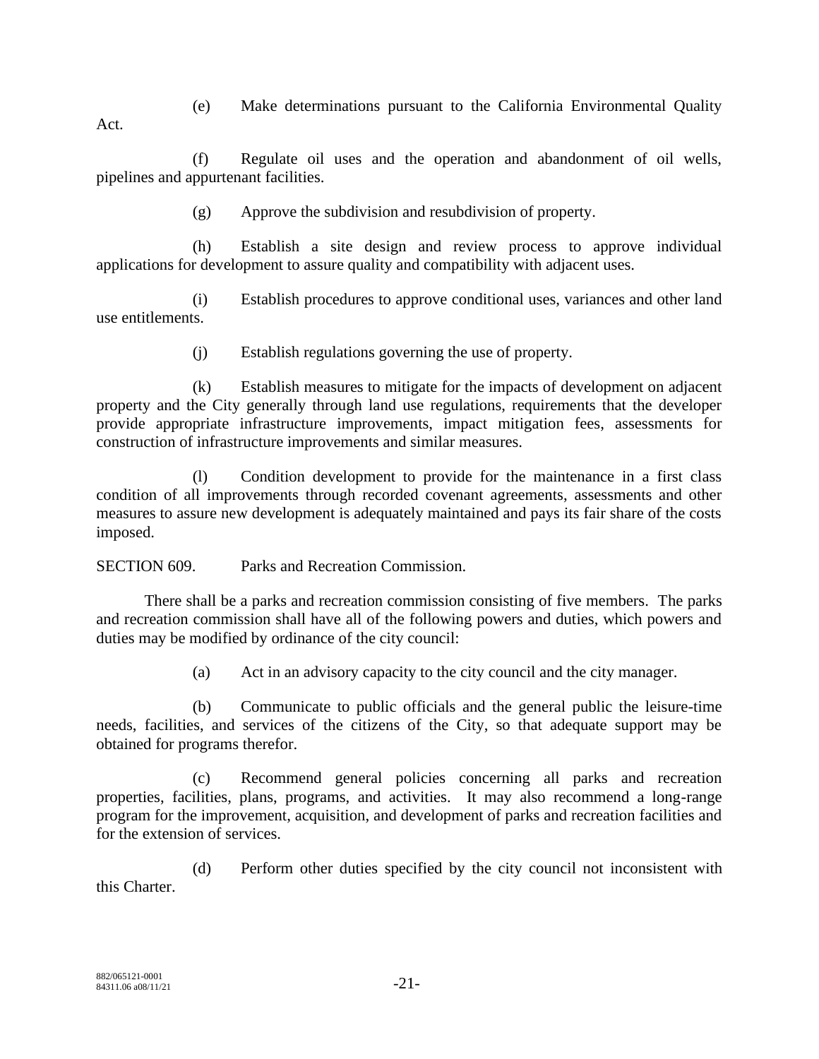(e) Make determinations pursuant to the California Environmental Quality Act.

(f) Regulate oil uses and the operation and abandonment of oil wells, pipelines and appurtenant facilities.

(g) Approve the subdivision and resubdivision of property.

(h) Establish a site design and review process to approve individual applications for development to assure quality and compatibility with adjacent uses.

(i) Establish procedures to approve conditional uses, variances and other land use entitlements.

(j) Establish regulations governing the use of property.

(k) Establish measures to mitigate for the impacts of development on adjacent property and the City generally through land use regulations, requirements that the developer provide appropriate infrastructure improvements, impact mitigation fees, assessments for construction of infrastructure improvements and similar measures.

(l) Condition development to provide for the maintenance in a first class condition of all improvements through recorded covenant agreements, assessments and other measures to assure new development is adequately maintained and pays its fair share of the costs imposed.

SECTION 609. Parks and Recreation Commission.

There shall be a parks and recreation commission consisting of five members. The parks and recreation commission shall have all of the following powers and duties, which powers and duties may be modified by ordinance of the city council:

(a) Act in an advisory capacity to the city council and the city manager.

(b) Communicate to public officials and the general public the leisure-time needs, facilities, and services of the citizens of the City, so that adequate support may be obtained for programs therefor.

(c) Recommend general policies concerning all parks and recreation properties, facilities, plans, programs, and activities. It may also recommend a long-range program for the improvement, acquisition, and development of parks and recreation facilities and for the extension of services.

(d) Perform other duties specified by the city council not inconsistent with this Charter.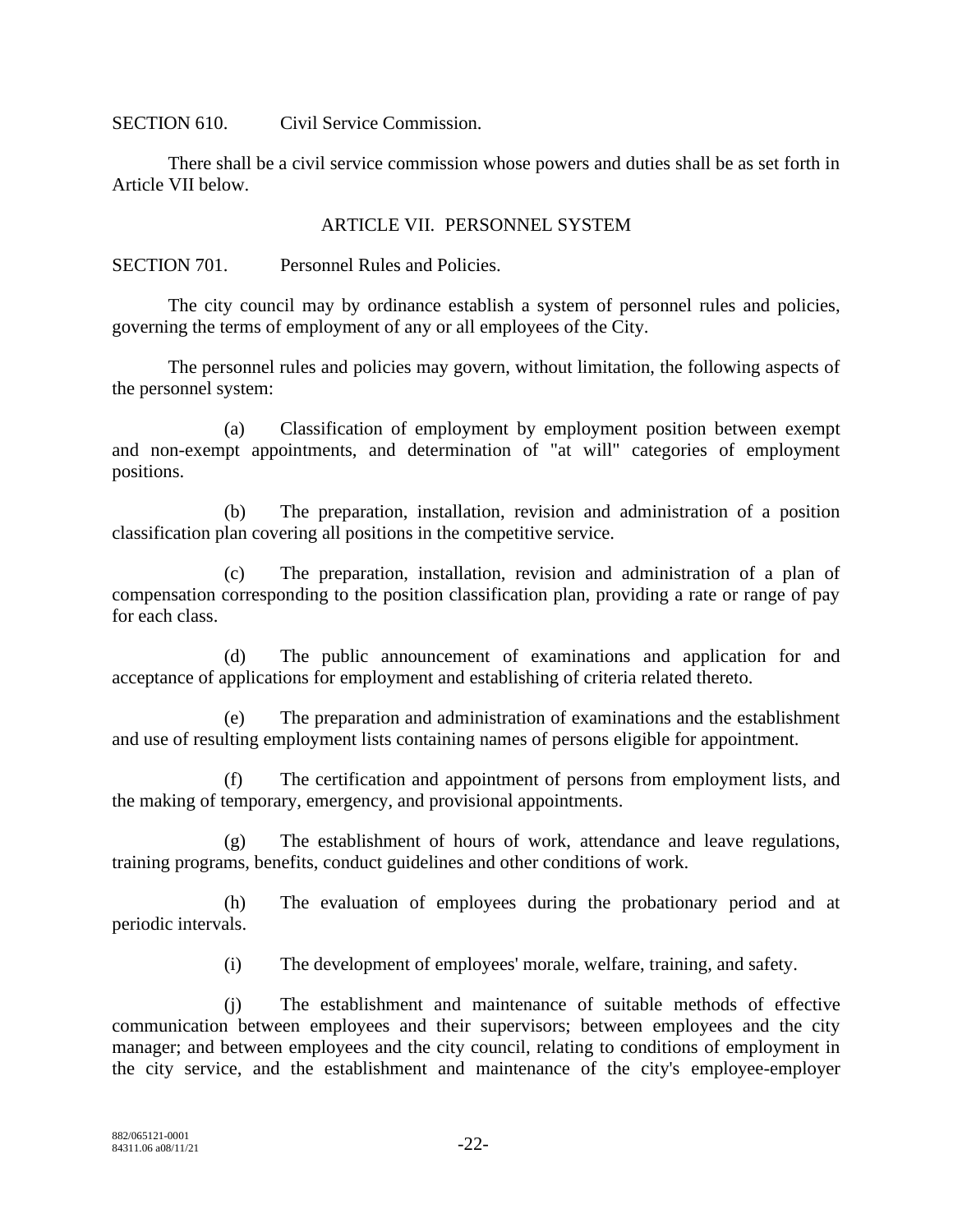SECTION 610. Civil Service Commission.

There shall be a civil service commission whose powers and duties shall be as set forth in Article VII below.

## ARTICLE VII. PERSONNEL SYSTEM

SECTION 701. Personnel Rules and Policies.

The city council may by ordinance establish a system of personnel rules and policies, governing the terms of employment of any or all employees of the City.

The personnel rules and policies may govern, without limitation, the following aspects of the personnel system:

(a) Classification of employment by employment position between exempt and non-exempt appointments, and determination of "at will" categories of employment positions.

(b) The preparation, installation, revision and administration of a position classification plan covering all positions in the competitive service.

(c) The preparation, installation, revision and administration of a plan of compensation corresponding to the position classification plan, providing a rate or range of pay for each class.

(d) The public announcement of examinations and application for and acceptance of applications for employment and establishing of criteria related thereto.

(e) The preparation and administration of examinations and the establishment and use of resulting employment lists containing names of persons eligible for appointment.

(f) The certification and appointment of persons from employment lists, and the making of temporary, emergency, and provisional appointments.

(g) The establishment of hours of work, attendance and leave regulations, training programs, benefits, conduct guidelines and other conditions of work.

(h) The evaluation of employees during the probationary period and at periodic intervals.

(i) The development of employees' morale, welfare, training, and safety.

(j) The establishment and maintenance of suitable methods of effective communication between employees and their supervisors; between employees and the city manager; and between employees and the city council, relating to conditions of employment in the city service, and the establishment and maintenance of the city's employee-employer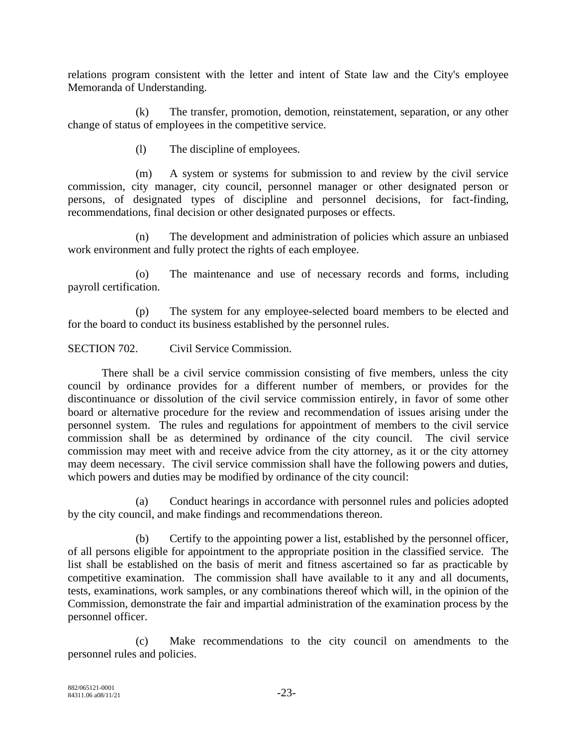relations program consistent with the letter and intent of State law and the City's employee Memoranda of Understanding.

(k) The transfer, promotion, demotion, reinstatement, separation, or any other change of status of employees in the competitive service.

(l) The discipline of employees.

(m) A system or systems for submission to and review by the civil service commission, city manager, city council, personnel manager or other designated person or persons, of designated types of discipline and personnel decisions, for fact-finding, recommendations, final decision or other designated purposes or effects.

(n) The development and administration of policies which assure an unbiased work environment and fully protect the rights of each employee.

(o) The maintenance and use of necessary records and forms, including payroll certification.

(p) The system for any employee-selected board members to be elected and for the board to conduct its business established by the personnel rules.

SECTION 702. Civil Service Commission.

There shall be a civil service commission consisting of five members, unless the city council by ordinance provides for a different number of members, or provides for the discontinuance or dissolution of the civil service commission entirely, in favor of some other board or alternative procedure for the review and recommendation of issues arising under the personnel system. The rules and regulations for appointment of members to the civil service commission shall be as determined by ordinance of the city council. The civil service commission may meet with and receive advice from the city attorney, as it or the city attorney may deem necessary. The civil service commission shall have the following powers and duties, which powers and duties may be modified by ordinance of the city council:

(a) Conduct hearings in accordance with personnel rules and policies adopted by the city council, and make findings and recommendations thereon.

(b) Certify to the appointing power a list, established by the personnel officer, of all persons eligible for appointment to the appropriate position in the classified service. The list shall be established on the basis of merit and fitness ascertained so far as practicable by competitive examination. The commission shall have available to it any and all documents, tests, examinations, work samples, or any combinations thereof which will, in the opinion of the Commission, demonstrate the fair and impartial administration of the examination process by the personnel officer.

(c) Make recommendations to the city council on amendments to the personnel rules and policies.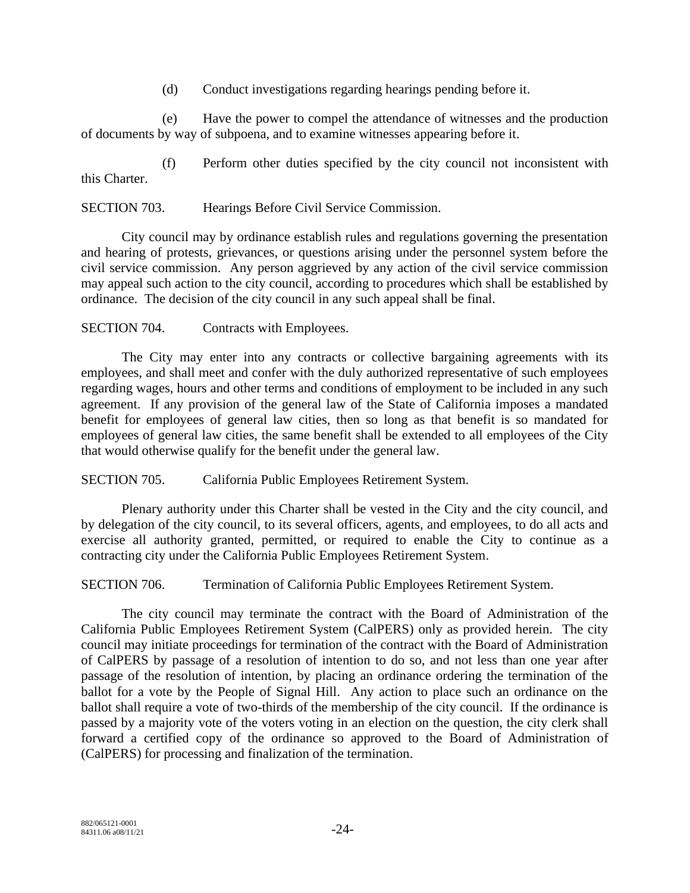(d) Conduct investigations regarding hearings pending before it.

(e) Have the power to compel the attendance of witnesses and the production of documents by way of subpoena, and to examine witnesses appearing before it.

(f) Perform other duties specified by the city council not inconsistent with this Charter.

SECTION 703. Hearings Before Civil Service Commission.

City council may by ordinance establish rules and regulations governing the presentation and hearing of protests, grievances, or questions arising under the personnel system before the civil service commission. Any person aggrieved by any action of the civil service commission may appeal such action to the city council, according to procedures which shall be established by ordinance. The decision of the city council in any such appeal shall be final.

SECTION 704. Contracts with Employees.

The City may enter into any contracts or collective bargaining agreements with its employees, and shall meet and confer with the duly authorized representative of such employees regarding wages, hours and other terms and conditions of employment to be included in any such agreement. If any provision of the general law of the State of California imposes a mandated benefit for employees of general law cities, then so long as that benefit is so mandated for employees of general law cities, the same benefit shall be extended to all employees of the City that would otherwise qualify for the benefit under the general law.

SECTION 705. California Public Employees Retirement System.

Plenary authority under this Charter shall be vested in the City and the city council, and by delegation of the city council, to its several officers, agents, and employees, to do all acts and exercise all authority granted, permitted, or required to enable the City to continue as a contracting city under the California Public Employees Retirement System.

SECTION 706. Termination of California Public Employees Retirement System.

The city council may terminate the contract with the Board of Administration of the California Public Employees Retirement System (CalPERS) only as provided herein. The city council may initiate proceedings for termination of the contract with the Board of Administration of CalPERS by passage of a resolution of intention to do so, and not less than one year after passage of the resolution of intention, by placing an ordinance ordering the termination of the ballot for a vote by the People of Signal Hill. Any action to place such an ordinance on the ballot shall require a vote of two-thirds of the membership of the city council. If the ordinance is passed by a majority vote of the voters voting in an election on the question, the city clerk shall forward a certified copy of the ordinance so approved to the Board of Administration of (CalPERS) for processing and finalization of the termination.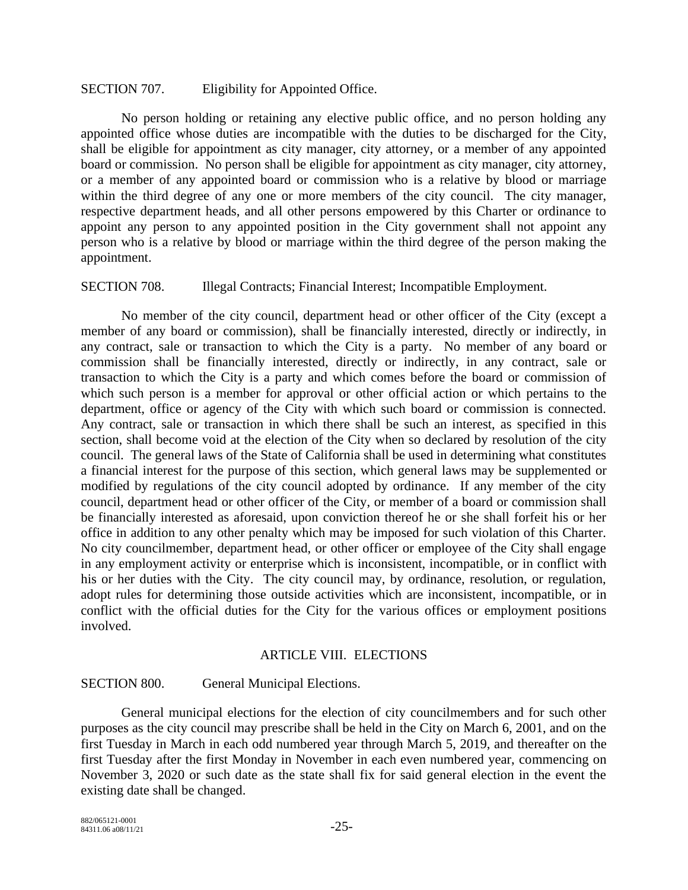SECTION 707. Eligibility for Appointed Office.

No person holding or retaining any elective public office, and no person holding any appointed office whose duties are incompatible with the duties to be discharged for the City, shall be eligible for appointment as city manager, city attorney, or a member of any appointed board or commission. No person shall be eligible for appointment as city manager, city attorney, or a member of any appointed board or commission who is a relative by blood or marriage within the third degree of any one or more members of the city council. The city manager, respective department heads, and all other persons empowered by this Charter or ordinance to appoint any person to any appointed position in the City government shall not appoint any person who is a relative by blood or marriage within the third degree of the person making the appointment.

SECTION 708. Illegal Contracts; Financial Interest; Incompatible Employment.

No member of the city council, department head or other officer of the City (except a member of any board or commission), shall be financially interested, directly or indirectly, in any contract, sale or transaction to which the City is a party. No member of any board or commission shall be financially interested, directly or indirectly, in any contract, sale or transaction to which the City is a party and which comes before the board or commission of which such person is a member for approval or other official action or which pertains to the department, office or agency of the City with which such board or commission is connected. Any contract, sale or transaction in which there shall be such an interest, as specified in this section, shall become void at the election of the City when so declared by resolution of the city council. The general laws of the State of California shall be used in determining what constitutes a financial interest for the purpose of this section, which general laws may be supplemented or modified by regulations of the city council adopted by ordinance. If any member of the city council, department head or other officer of the City, or member of a board or commission shall be financially interested as aforesaid, upon conviction thereof he or she shall forfeit his or her office in addition to any other penalty which may be imposed for such violation of this Charter. No city councilmember, department head, or other officer or employee of the City shall engage in any employment activity or enterprise which is inconsistent, incompatible, or in conflict with his or her duties with the City. The city council may, by ordinance, resolution, or regulation, adopt rules for determining those outside activities which are inconsistent, incompatible, or in conflict with the official duties for the City for the various offices or employment positions involved.

## ARTICLE VIII. ELECTIONS

SECTION 800. General Municipal Elections.

General municipal elections for the election of city councilmembers and for such other purposes as the city council may prescribe shall be held in the City on March 6, 2001, and on the first Tuesday in March in each odd numbered year through March 5, 2019, and thereafter on the first Tuesday after the first Monday in November in each even numbered year, commencing on November 3, 2020 or such date as the state shall fix for said general election in the event the existing date shall be changed.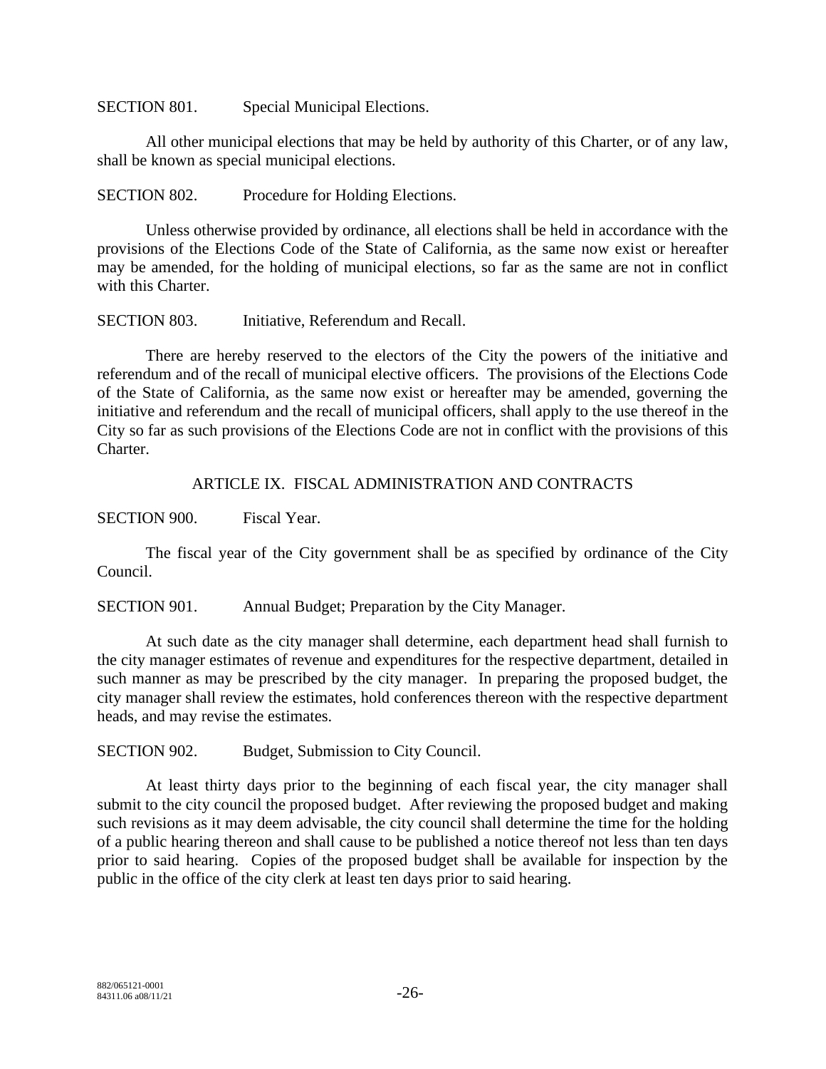SECTION 801. Special Municipal Elections.

All other municipal elections that may be held by authority of this Charter, or of any law, shall be known as special municipal elections.

SECTION 802. Procedure for Holding Elections.

Unless otherwise provided by ordinance, all elections shall be held in accordance with the provisions of the Elections Code of the State of California, as the same now exist or hereafter may be amended, for the holding of municipal elections, so far as the same are not in conflict with this Charter.

SECTION 803. Initiative, Referendum and Recall.

There are hereby reserved to the electors of the City the powers of the initiative and referendum and of the recall of municipal elective officers. The provisions of the Elections Code of the State of California, as the same now exist or hereafter may be amended, governing the initiative and referendum and the recall of municipal officers, shall apply to the use thereof in the City so far as such provisions of the Elections Code are not in conflict with the provisions of this Charter.

## ARTICLE IX. FISCAL ADMINISTRATION AND CONTRACTS

SECTION 900. Fiscal Year.

The fiscal year of the City government shall be as specified by ordinance of the City Council.

SECTION 901. Annual Budget; Preparation by the City Manager.

At such date as the city manager shall determine, each department head shall furnish to the city manager estimates of revenue and expenditures for the respective department, detailed in such manner as may be prescribed by the city manager. In preparing the proposed budget, the city manager shall review the estimates, hold conferences thereon with the respective department heads, and may revise the estimates.

SECTION 902. Budget, Submission to City Council.

At least thirty days prior to the beginning of each fiscal year, the city manager shall submit to the city council the proposed budget. After reviewing the proposed budget and making such revisions as it may deem advisable, the city council shall determine the time for the holding of a public hearing thereon and shall cause to be published a notice thereof not less than ten days prior to said hearing. Copies of the proposed budget shall be available for inspection by the public in the office of the city clerk at least ten days prior to said hearing.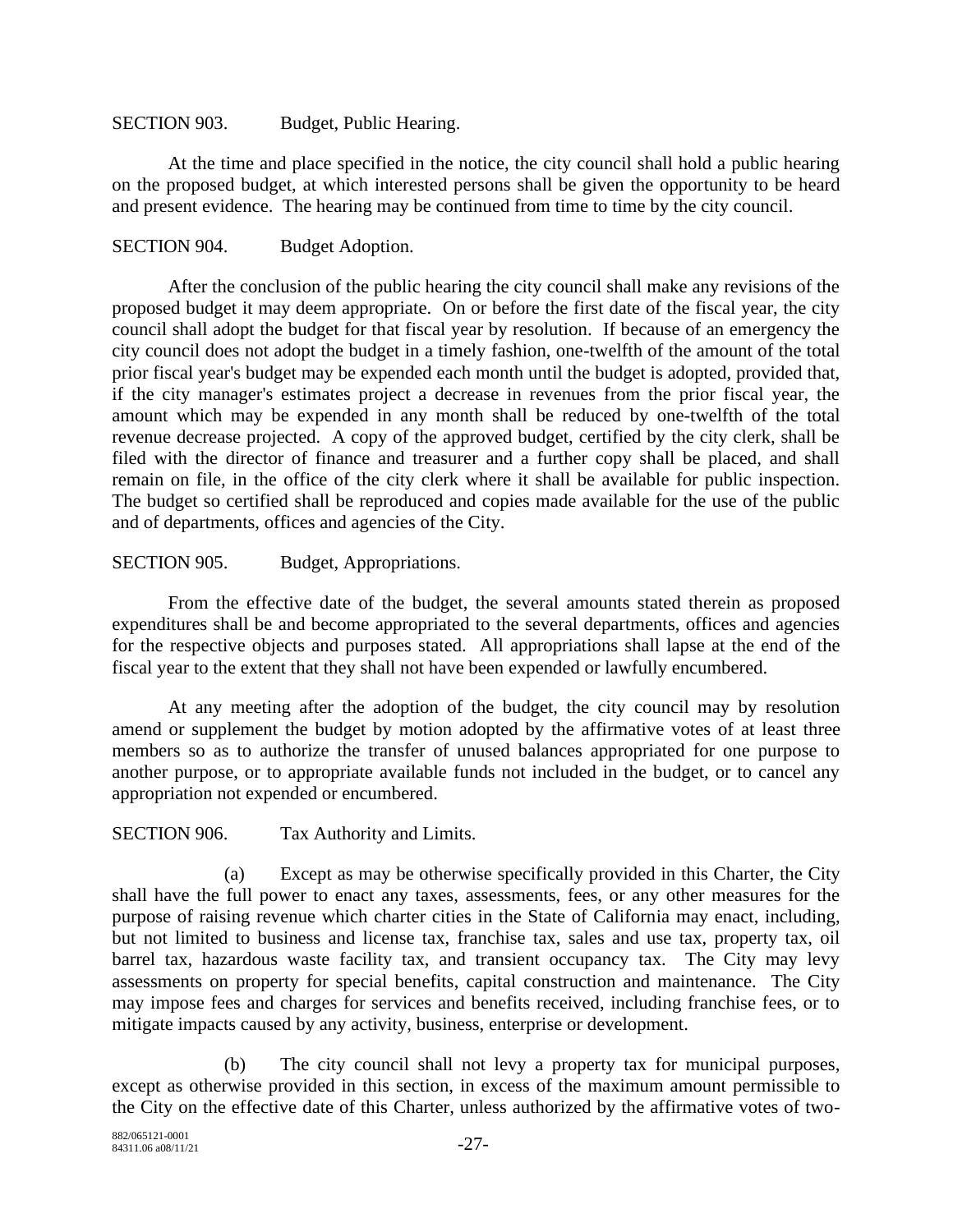SECTION 903. Budget, Public Hearing.

At the time and place specified in the notice, the city council shall hold a public hearing on the proposed budget, at which interested persons shall be given the opportunity to be heard and present evidence. The hearing may be continued from time to time by the city council.

SECTION 904. Budget Adoption.

After the conclusion of the public hearing the city council shall make any revisions of the proposed budget it may deem appropriate. On or before the first date of the fiscal year, the city council shall adopt the budget for that fiscal year by resolution. If because of an emergency the city council does not adopt the budget in a timely fashion, one-twelfth of the amount of the total prior fiscal year's budget may be expended each month until the budget is adopted, provided that, if the city manager's estimates project a decrease in revenues from the prior fiscal year, the amount which may be expended in any month shall be reduced by one-twelfth of the total revenue decrease projected. A copy of the approved budget, certified by the city clerk, shall be filed with the director of finance and treasurer and a further copy shall be placed, and shall remain on file, in the office of the city clerk where it shall be available for public inspection. The budget so certified shall be reproduced and copies made available for the use of the public and of departments, offices and agencies of the City.

SECTION 905. Budget, Appropriations.

From the effective date of the budget, the several amounts stated therein as proposed expenditures shall be and become appropriated to the several departments, offices and agencies for the respective objects and purposes stated. All appropriations shall lapse at the end of the fiscal year to the extent that they shall not have been expended or lawfully encumbered.

At any meeting after the adoption of the budget, the city council may by resolution amend or supplement the budget by motion adopted by the affirmative votes of at least three members so as to authorize the transfer of unused balances appropriated for one purpose to another purpose, or to appropriate available funds not included in the budget, or to cancel any appropriation not expended or encumbered.

SECTION 906. Tax Authority and Limits.

(a) Except as may be otherwise specifically provided in this Charter, the City shall have the full power to enact any taxes, assessments, fees, or any other measures for the purpose of raising revenue which charter cities in the State of California may enact, including, but not limited to business and license tax, franchise tax, sales and use tax, property tax, oil barrel tax, hazardous waste facility tax, and transient occupancy tax. The City may levy assessments on property for special benefits, capital construction and maintenance. The City may impose fees and charges for services and benefits received, including franchise fees, or to mitigate impacts caused by any activity, business, enterprise or development.

(b) The city council shall not levy a property tax for municipal purposes, except as otherwise provided in this section, in excess of the maximum amount permissible to the City on the effective date of this Charter, unless authorized by the affirmative votes of two-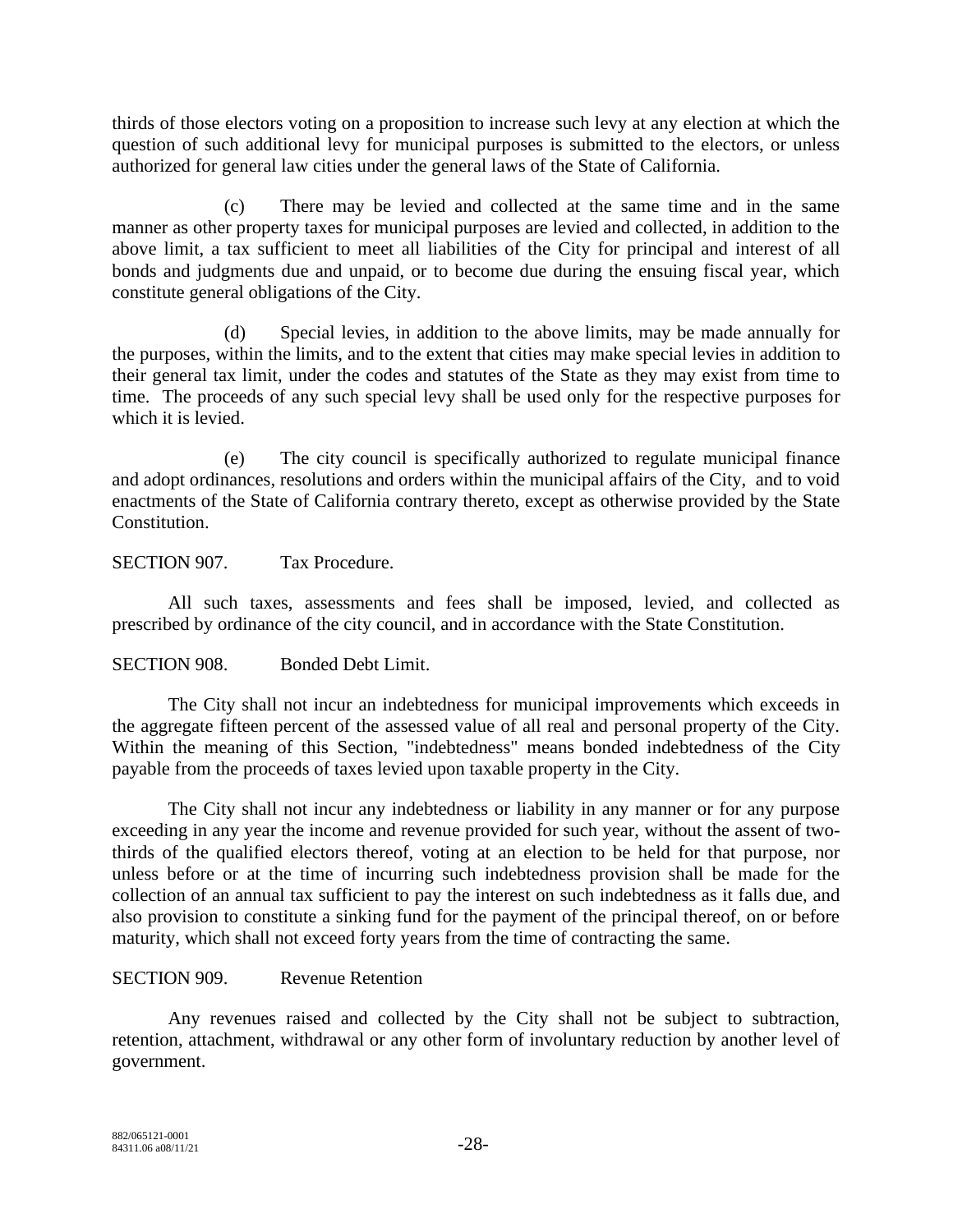thirds of those electors voting on a proposition to increase such levy at any election at which the question of such additional levy for municipal purposes is submitted to the electors, or unless authorized for general law cities under the general laws of the State of California.

(c) There may be levied and collected at the same time and in the same manner as other property taxes for municipal purposes are levied and collected, in addition to the above limit, a tax sufficient to meet all liabilities of the City for principal and interest of all bonds and judgments due and unpaid, or to become due during the ensuing fiscal year, which constitute general obligations of the City.

(d) Special levies, in addition to the above limits, may be made annually for the purposes, within the limits, and to the extent that cities may make special levies in addition to their general tax limit, under the codes and statutes of the State as they may exist from time to time. The proceeds of any such special levy shall be used only for the respective purposes for which it is levied.

(e) The city council is specifically authorized to regulate municipal finance and adopt ordinances, resolutions and orders within the municipal affairs of the City, and to void enactments of the State of California contrary thereto, except as otherwise provided by the State Constitution.

SECTION 907. Tax Procedure.

All such taxes, assessments and fees shall be imposed, levied, and collected as prescribed by ordinance of the city council, and in accordance with the State Constitution.

SECTION 908. Bonded Debt Limit.

The City shall not incur an indebtedness for municipal improvements which exceeds in the aggregate fifteen percent of the assessed value of all real and personal property of the City. Within the meaning of this Section, "indebtedness" means bonded indebtedness of the City payable from the proceeds of taxes levied upon taxable property in the City.

The City shall not incur any indebtedness or liability in any manner or for any purpose exceeding in any year the income and revenue provided for such year, without the assent of two-thirds of the qualified electors thereof, voting at an election to be held for that purpose, nor unless before or at the time of incurring such indebtedness provision shall be made for the collection of an annual tax sufficient to pay the interest on such indebtedness as it falls due, and also provision to constitute a sinking fund for the payment of the principal thereof, on or before maturity, which shall not exceed forty years from the time of contracting the same.

SECTION 909. Revenue Retention

Any revenues raised and collected by the City shall not be subject to subtraction, retention, attachment, withdrawal or any other form of involuntary reduction by another level of government.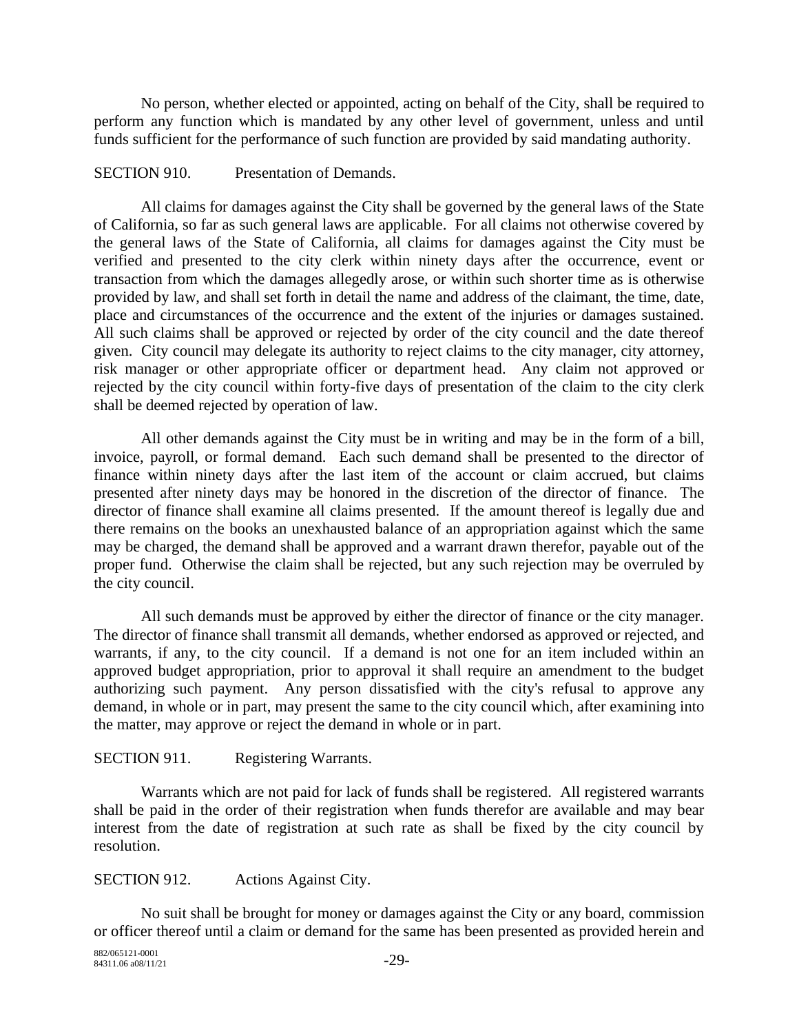No person, whether elected or appointed, acting on behalf of the City, shall be required to perform any function which is mandated by any other level of government, unless and until funds sufficient for the performance of such function are provided by said mandating authority.

SECTION 910. Presentation of Demands.

All claims for damages against the City shall be governed by the general laws of the State of California, so far as such general laws are applicable. For all claims not otherwise covered by the general laws of the State of California, all claims for damages against the City must be verified and presented to the city clerk within ninety days after the occurrence, event or transaction from which the damages allegedly arose, or within such shorter time as is otherwise provided by law, and shall set forth in detail the name and address of the claimant, the time, date, place and circumstances of the occurrence and the extent of the injuries or damages sustained. All such claims shall be approved or rejected by order of the city council and the date thereof given. City council may delegate its authority to reject claims to the city manager, city attorney, risk manager or other appropriate officer or department head. Any claim not approved or rejected by the city council within forty-five days of presentation of the claim to the city clerk shall be deemed rejected by operation of law.

All other demands against the City must be in writing and may be in the form of a bill, invoice, payroll, or formal demand. Each such demand shall be presented to the director of finance within ninety days after the last item of the account or claim accrued, but claims presented after ninety days may be honored in the discretion of the director of finance. The director of finance shall examine all claims presented. If the amount thereof is legally due and there remains on the books an unexhausted balance of an appropriation against which the same may be charged, the demand shall be approved and a warrant drawn therefor, payable out of the proper fund. Otherwise the claim shall be rejected, but any such rejection may be overruled by the city council.

All such demands must be approved by either the director of finance or the city manager. The director of finance shall transmit all demands, whether endorsed as approved or rejected, and warrants, if any, to the city council. If a demand is not one for an item included within an approved budget appropriation, prior to approval it shall require an amendment to the budget authorizing such payment. Any person dissatisfied with the city's refusal to approve any demand, in whole or in part, may present the same to the city council which, after examining into the matter, may approve or reject the demand in whole or in part.

SECTION 911. Registering Warrants.

Warrants which are not paid for lack of funds shall be registered. All registered warrants shall be paid in the order of their registration when funds therefor are available and may bear interest from the date of registration at such rate as shall be fixed by the city council by resolution.

SECTION 912. Actions Against City.

No suit shall be brought for money or damages against the City or any board, commission or officer thereof until a claim or demand for the same has been presented as provided herein and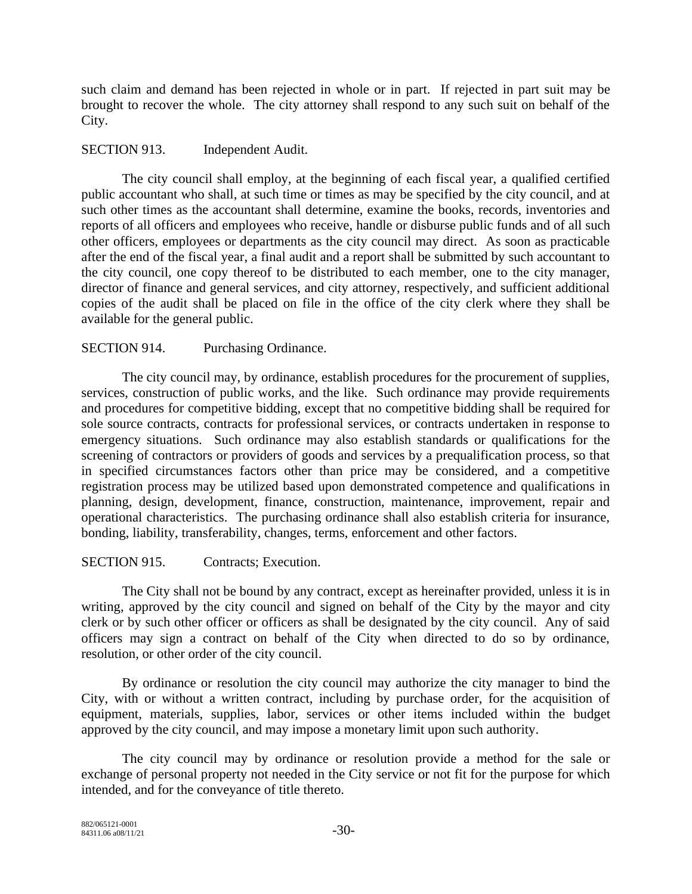such claim and demand has been rejected in whole or in part. If rejected in part suit may be brought to recover the whole. The city attorney shall respond to any such suit on behalf of the City.

SECTION 913. Independent Audit.

The city council shall employ, at the beginning of each fiscal year, a qualified certified public accountant who shall, at such time or times as may be specified by the city council, and at such other times as the accountant shall determine, examine the books, records, inventories and reports of all officers and employees who receive, handle or disburse public funds and of all such other officers, employees or departments as the city council may direct. As soon as practicable after the end of the fiscal year, a final audit and a report shall be submitted by such accountant to the city council, one copy thereof to be distributed to each member, one to the city manager, director of finance and general services, and city attorney, respectively, and sufficient additional copies of the audit shall be placed on file in the office of the city clerk where they shall be available for the general public.

SECTION 914. Purchasing Ordinance.

The city council may, by ordinance, establish procedures for the procurement of supplies, services, construction of public works, and the like. Such ordinance may provide requirements and procedures for competitive bidding, except that no competitive bidding shall be required for sole source contracts, contracts for professional services, or contracts undertaken in response to emergency situations. Such ordinance may also establish standards or qualifications for the screening of contractors or providers of goods and services by a prequalification process, so that in specified circumstances factors other than price may be considered, and a competitive registration process may be utilized based upon demonstrated competence and qualifications in planning, design, development, finance, construction, maintenance, improvement, repair and operational characteristics. The purchasing ordinance shall also establish criteria for insurance, bonding, liability, transferability, changes, terms, enforcement and other factors.

SECTION 915. Contracts; Execution.

The City shall not be bound by any contract, except as hereinafter provided, unless it is in writing, approved by the city council and signed on behalf of the City by the mayor and city clerk or by such other officer or officers as shall be designated by the city council. Any of said officers may sign a contract on behalf of the City when directed to do so by ordinance, resolution, or other order of the city council.

By ordinance or resolution the city council may authorize the city manager to bind the City, with or without a written contract, including by purchase order, for the acquisition of equipment, materials, supplies, labor, services or other items included within the budget approved by the city council, and may impose a monetary limit upon such authority.

The city council may by ordinance or resolution provide a method for the sale or exchange of personal property not needed in the City service or not fit for the purpose for which intended, and for the conveyance of title thereto.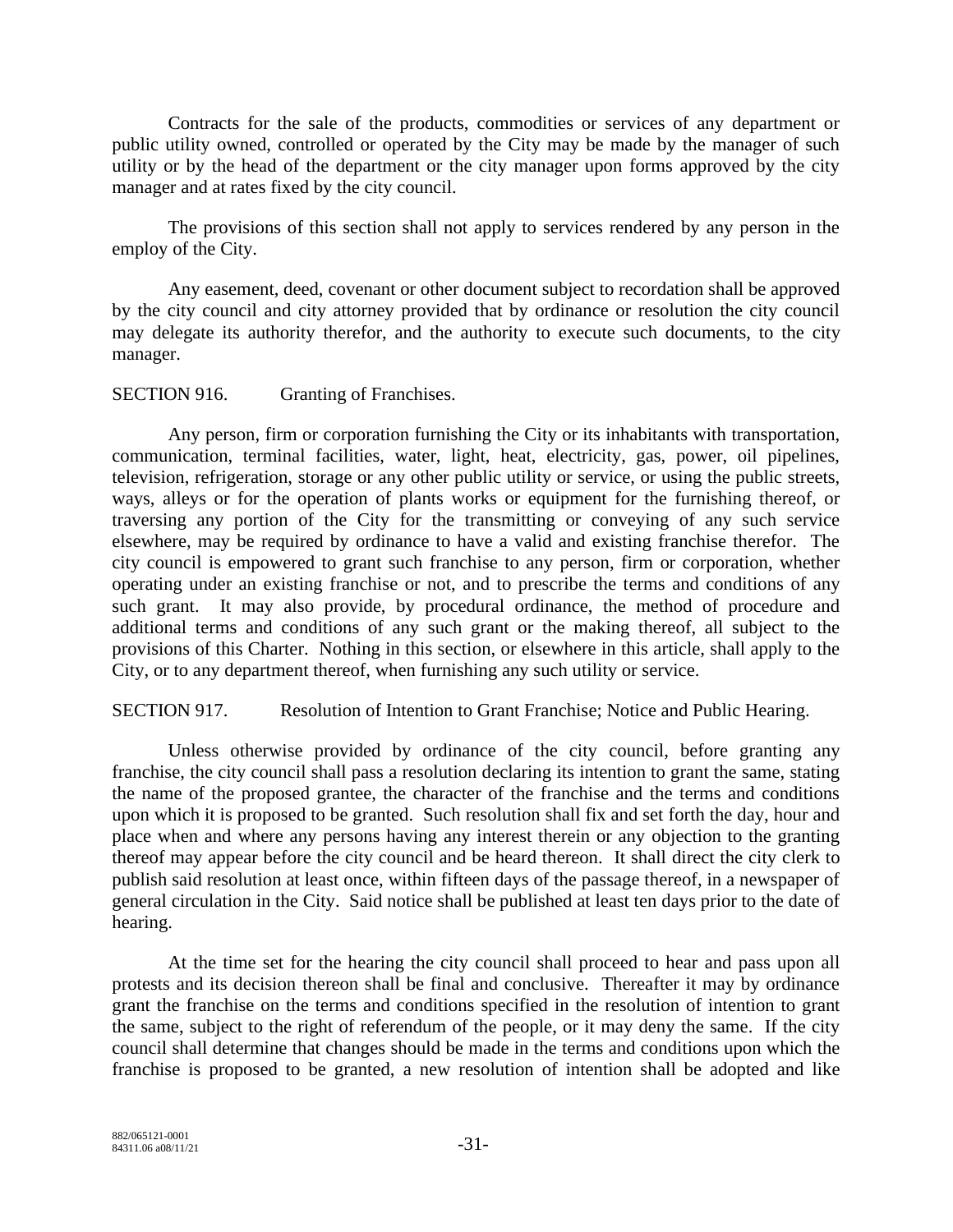Contracts for the sale of the products, commodities or services of any department or public utility owned, controlled or operated by the City may be made by the manager of such utility or by the head of the department or the city manager upon forms approved by the city manager and at rates fixed by the city council.

The provisions of this section shall not apply to services rendered by any person in the employ of the City.

Any easement, deed, covenant or other document subject to recordation shall be approved by the city council and city attorney provided that by ordinance or resolution the city council may delegate its authority therefor, and the authority to execute such documents, to the city manager.

SECTION 916. Granting of Franchises.

Any person, firm or corporation furnishing the City or its inhabitants with transportation, communication, terminal facilities, water, light, heat, electricity, gas, power, oil pipelines, television, refrigeration, storage or any other public utility or service, or using the public streets, ways, alleys or for the operation of plants works or equipment for the furnishing thereof, or traversing any portion of the City for the transmitting or conveying of any such service elsewhere, may be required by ordinance to have a valid and existing franchise therefor. The city council is empowered to grant such franchise to any person, firm or corporation, whether operating under an existing franchise or not, and to prescribe the terms and conditions of any such grant. It may also provide, by procedural ordinance, the method of procedure and additional terms and conditions of any such grant or the making thereof, all subject to the provisions of this Charter. Nothing in this section, or elsewhere in this article, shall apply to the City, or to any department thereof, when furnishing any such utility or service.

SECTION 917. Resolution of Intention to Grant Franchise; Notice and Public Hearing.

Unless otherwise provided by ordinance of the city council, before granting any franchise, the city council shall pass a resolution declaring its intention to grant the same, stating the name of the proposed grantee, the character of the franchise and the terms and conditions upon which it is proposed to be granted. Such resolution shall fix and set forth the day, hour and place when and where any persons having any interest therein or any objection to the granting thereof may appear before the city council and be heard thereon. It shall direct the city clerk to publish said resolution at least once, within fifteen days of the passage thereof, in a newspaper of general circulation in the City. Said notice shall be published at least ten days prior to the date of hearing.

At the time set for the hearing the city council shall proceed to hear and pass upon all protests and its decision thereon shall be final and conclusive. Thereafter it may by ordinance grant the franchise on the terms and conditions specified in the resolution of intention to grant the same, subject to the right of referendum of the people, or it may deny the same. If the city council shall determine that changes should be made in the terms and conditions upon which the franchise is proposed to be granted, a new resolution of intention shall be adopted and like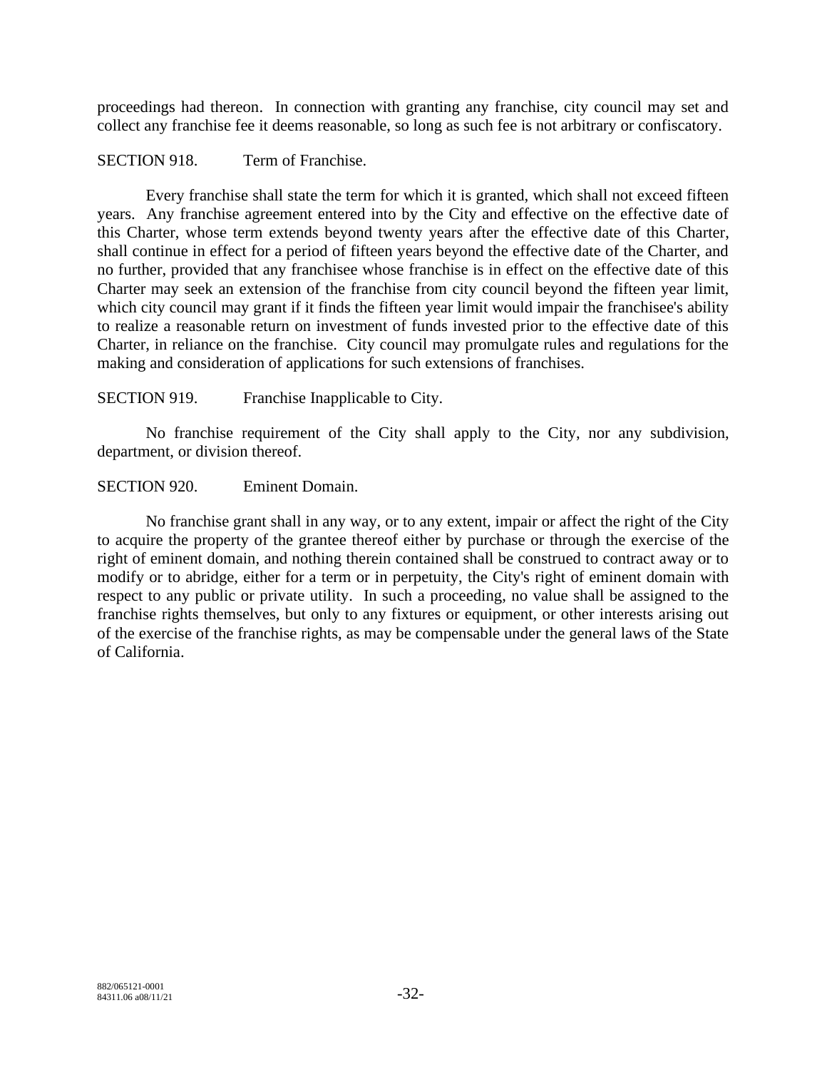proceedings had thereon. In connection with granting any franchise, city council may set and collect any franchise fee it deems reasonable, so long as such fee is not arbitrary or confiscatory.

SECTION 918. Term of Franchise.

Every franchise shall state the term for which it is granted, which shall not exceed fifteen years. Any franchise agreement entered into by the City and effective on the effective date of this Charter, whose term extends beyond twenty years after the effective date of this Charter, shall continue in effect for a period of fifteen years beyond the effective date of the Charter, and no further, provided that any franchisee whose franchise is in effect on the effective date of this Charter may seek an extension of the franchise from city council beyond the fifteen year limit, which city council may grant if it finds the fifteen year limit would impair the franchisee's ability to realize a reasonable return on investment of funds invested prior to the effective date of this Charter, in reliance on the franchise. City council may promulgate rules and regulations for the making and consideration of applications for such extensions of franchises.

SECTION 919. Franchise Inapplicable to City.

No franchise requirement of the City shall apply to the City, nor any subdivision, department, or division thereof.

SECTION 920. Eminent Domain.

No franchise grant shall in any way, or to any extent, impair or affect the right of the City to acquire the property of the grantee thereof either by purchase or through the exercise of the right of eminent domain, and nothing therein contained shall be construed to contract away or to modify or to abridge, either for a term or in perpetuity, the City's right of eminent domain with respect to any public or private utility. In such a proceeding, no value shall be assigned to the franchise rights themselves, but only to any fixtures or equipment, or other interests arising out of the exercise of the franchise rights, as may be compensable under the general laws of the State of California.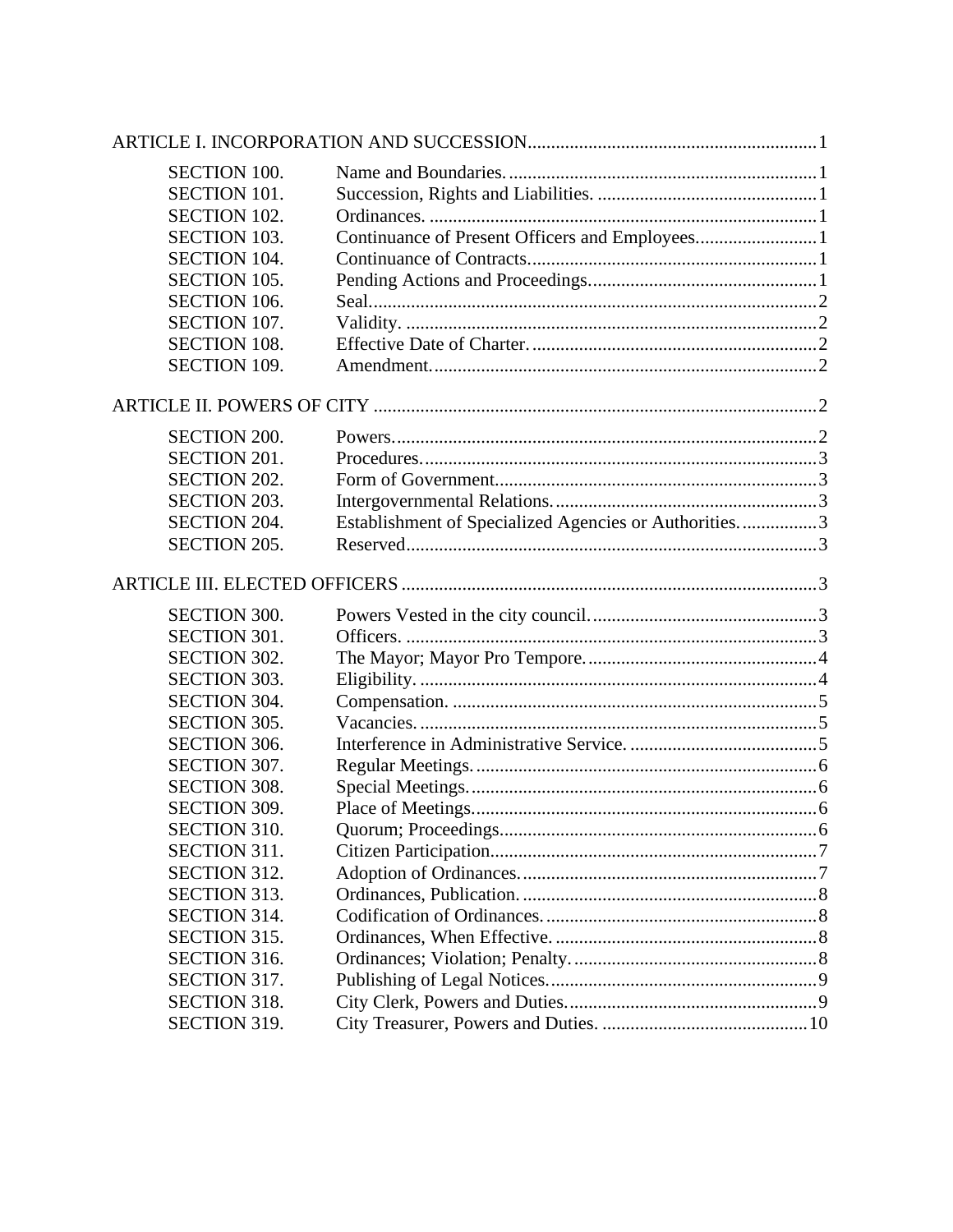ARTICLE I. INCORPORATION AND SUCCESSION .......... 1

| | | |
|---|---|---|
| SECTION 100. | Name and Boundaries. | 1 |
| SECTION 101. | Succession, Rights and Liabilities. | 1 |
| SECTION 102. | Ordinances. | 1 |
| SECTION 103. | Continuance of Present Officers and Employees. | 1 |
| SECTION 104. | Continuance of Contracts. | 1 |
| SECTION 105. | Pending Actions and Proceedings. | 1 |
| SECTION 106. | Seal. | 2 |
| SECTION 107. | Validity. | 2 |
| SECTION 108. | Effective Date of Charter. | 2 |
| SECTION 109. | Amendment. | 2 |

ARTICLE II. POWERS OF CITY .......... 2

| | | |
|---|---|---|
| SECTION 200. | Powers. | 2 |
| SECTION 201. | Procedures. | 3 |
| SECTION 202. | Form of Government. | 3 |
| SECTION 203. | Intergovernmental Relations. | 3 |
| SECTION 204. | Establishment of Specialized Agencies or Authorities. | 3 |
| SECTION 205. | Reserved | 3 |

ARTICLE III. ELECTED OFFICERS .......... 3

| | | |
|---|---|---|
| SECTION 300. | Powers Vested in the city council. | 3 |
| SECTION 301. | Officers. | 3 |
| SECTION 302. | The Mayor; Mayor Pro Tempore. | 4 |
| SECTION 303. | Eligibility. | 4 |
| SECTION 304. | Compensation. | 5 |
| SECTION 305. | Vacancies. | 5 |
| SECTION 306. | Interference in Administrative Service. | 5 |
| SECTION 307. | Regular Meetings. | 6 |
| SECTION 308. | Special Meetings. | 6 |
| SECTION 309. | Place of Meetings. | 6 |
| SECTION 310. | Quorum; Proceedings. | 6 |
| SECTION 311. | Citizen Participation. | 7 |
| SECTION 312. | Adoption of Ordinances. | 7 |
| SECTION 313. | Ordinances, Publication. | 8 |
| SECTION 314. | Codification of Ordinances. | 8 |
| SECTION 315. | Ordinances, When Effective. | 8 |
| SECTION 316. | Ordinances; Violation; Penalty. | 8 |
| SECTION 317. | Publishing of Legal Notices. | 9 |
| SECTION 318. | City Clerk, Powers and Duties. | 9 |
| SECTION 319. | City Treasurer, Powers and Duties. | 10 |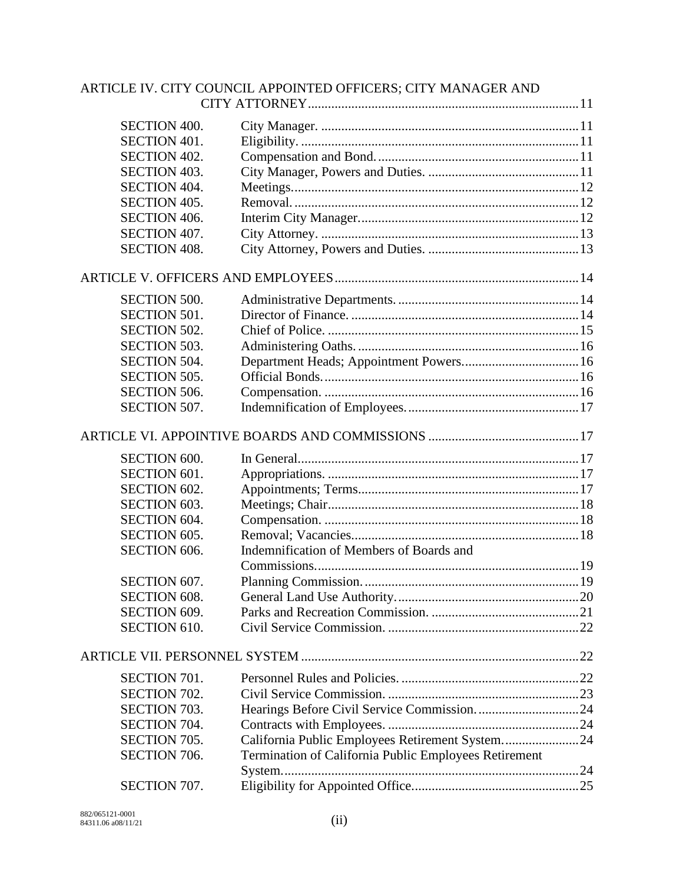ARTICLE IV. CITY COUNCIL APPOINTED OFFICERS; CITY MANAGER AND CITY ATTORNEY ..... 11

| | | |
|---|---|---|
| SECTION 400. | City Manager. | 11 |
| SECTION 401. | Eligibility. | 11 |
| SECTION 402. | Compensation and Bond. | 11 |
| SECTION 403. | City Manager, Powers and Duties. | 11 |
| SECTION 404. | Meetings. | 12 |
| SECTION 405. | Removal. | 12 |
| SECTION 406. | Interim City Manager. | 12 |
| SECTION 407. | City Attorney. | 13 |
| SECTION 408. | City Attorney, Powers and Duties. | 13 |

ARTICLE V. OFFICERS AND EMPLOYEES ..... 14

| | | |
|---|---|---|
| SECTION 500. | Administrative Departments. | 14 |
| SECTION 501. | Director of Finance. | 14 |
| SECTION 502. | Chief of Police. | 15 |
| SECTION 503. | Administering Oaths. | 16 |
| SECTION 504. | Department Heads; Appointment Powers. | 16 |
| SECTION 505. | Official Bonds. | 16 |
| SECTION 506. | Compensation. | 16 |
| SECTION 507. | Indemnification of Employees. | 17 |

ARTICLE VI. APPOINTIVE BOARDS AND COMMISSIONS ..... 17

| | | |
|---|---|---|
| SECTION 600. | In General. | 17 |
| SECTION 601. | Appropriations. | 17 |
| SECTION 602. | Appointments; Terms. | 17 |
| SECTION 603. | Meetings; Chair. | 18 |
| SECTION 604. | Compensation. | 18 |
| SECTION 605. | Removal; Vacancies. | 18 |
| SECTION 606. | Indemnification of Members of Boards and Commissions. | 19 |
| SECTION 607. | Planning Commission. | 19 |
| SECTION 608. | General Land Use Authority. | 20 |
| SECTION 609. | Parks and Recreation Commission. | 21 |
| SECTION 610. | Civil Service Commission. | 22 |

ARTICLE VII. PERSONNEL SYSTEM ..... 22

| | | |
|---|---|---|
| SECTION 701. | Personnel Rules and Policies. | 22 |
| SECTION 702. | Civil Service Commission. | 23 |
| SECTION 703. | Hearings Before Civil Service Commission. | 24 |
| SECTION 704. | Contracts with Employees. | 24 |
| SECTION 705. | California Public Employees Retirement System. | 24 |
| SECTION 706. | Termination of California Public Employees Retirement System. | 24 |
| SECTION 707. | Eligibility for Appointed Office. | 25 |

882/065121-0001
84311.06 a08/11/21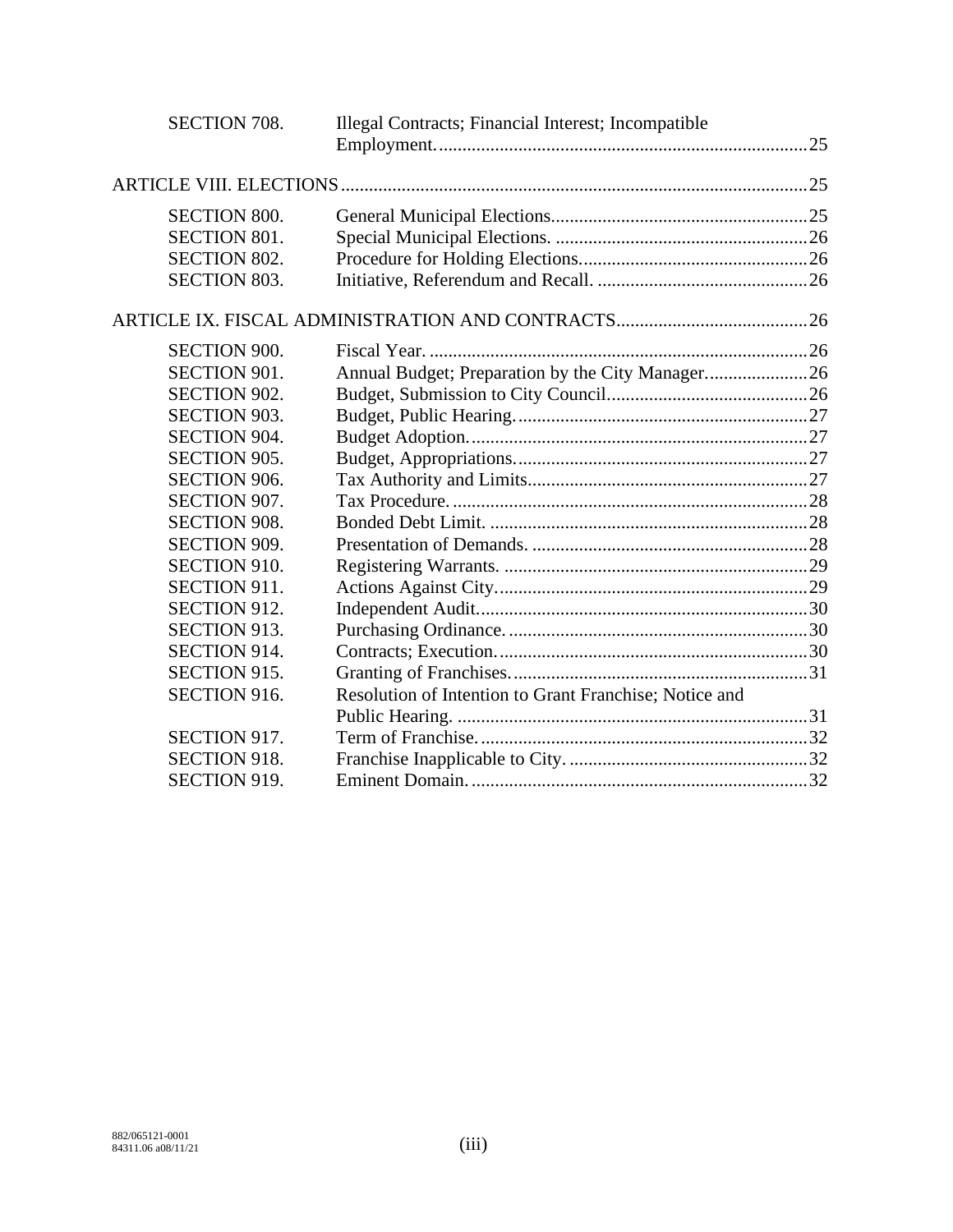| | | |
|---|---|---|
| SECTION 708. | Illegal Contracts; Financial Interest; Incompatible Employment. | 25 |
| **ARTICLE VIII. ELECTIONS** | | 25 |
| SECTION 800. | General Municipal Elections. | 25 |
| SECTION 801. | Special Municipal Elections. | 26 |
| SECTION 802. | Procedure for Holding Elections. | 26 |
| SECTION 803. | Initiative, Referendum and Recall. | 26 |
| **ARTICLE IX. FISCAL ADMINISTRATION AND CONTRACTS** | | 26 |
| SECTION 900. | Fiscal Year. | 26 |
| SECTION 901. | Annual Budget; Preparation by the City Manager. | 26 |
| SECTION 902. | Budget, Submission to City Council. | 26 |
| SECTION 903. | Budget, Public Hearing. | 27 |
| SECTION 904. | Budget Adoption. | 27 |
| SECTION 905. | Budget, Appropriations. | 27 |
| SECTION 906. | Tax Authority and Limits. | 27 |
| SECTION 907. | Tax Procedure. | 28 |
| SECTION 908. | Bonded Debt Limit. | 28 |
| SECTION 909. | Presentation of Demands. | 28 |
| SECTION 910. | Registering Warrants. | 29 |
| SECTION 911. | Actions Against City. | 29 |
| SECTION 912. | Independent Audit. | 30 |
| SECTION 913. | Purchasing Ordinance. | 30 |
| SECTION 914. | Contracts; Execution. | 30 |
| SECTION 915. | Granting of Franchises. | 31 |
| SECTION 916. | Resolution of Intention to Grant Franchise; Notice and Public Hearing. | 31 |
| SECTION 917. | Term of Franchise. | 32 |
| SECTION 918. | Franchise Inapplicable to City. | 32 |
| SECTION 919. | Eminent Domain. | 32 |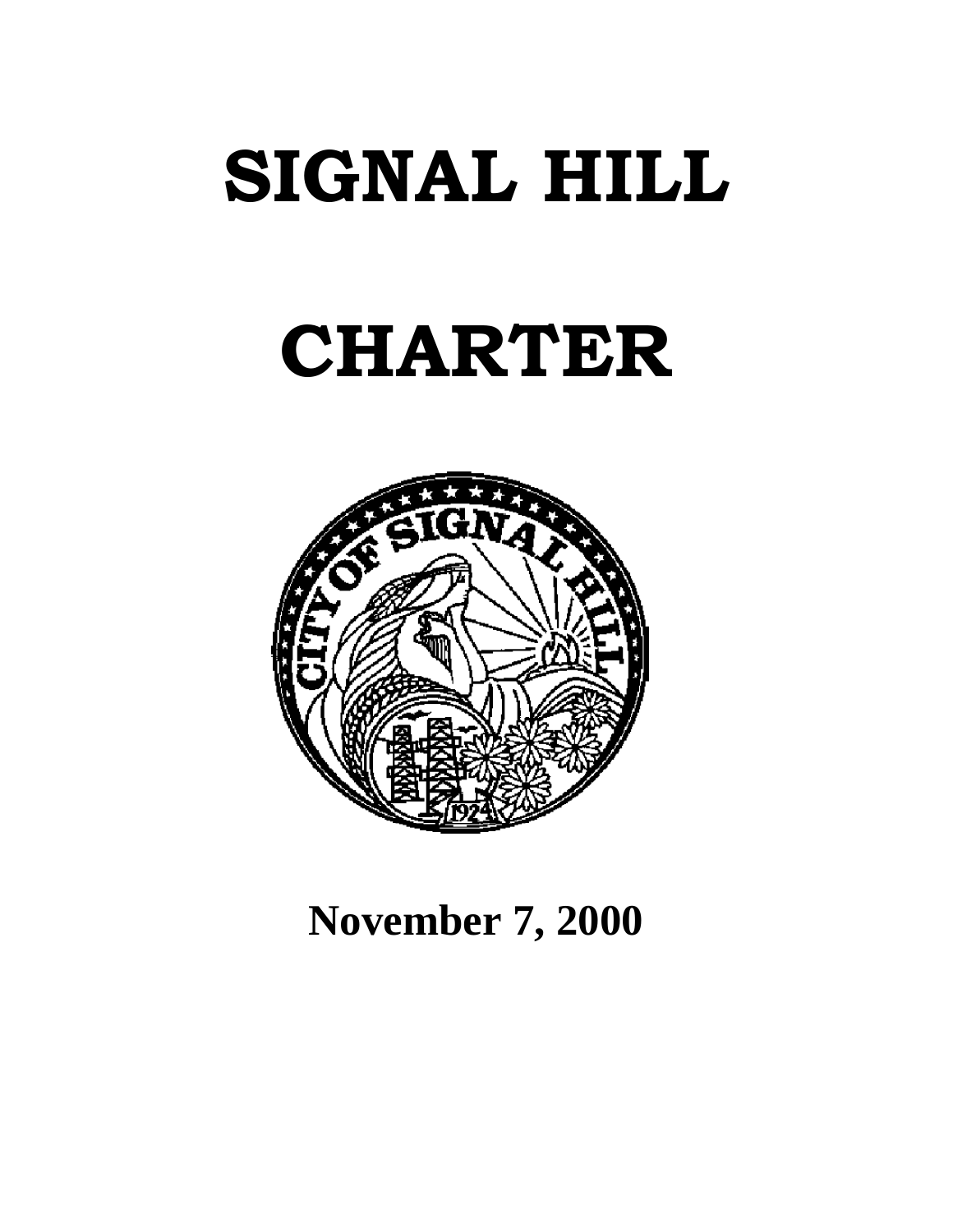# SIGNAL HILL

# CHARTER

**November 7, 2000**